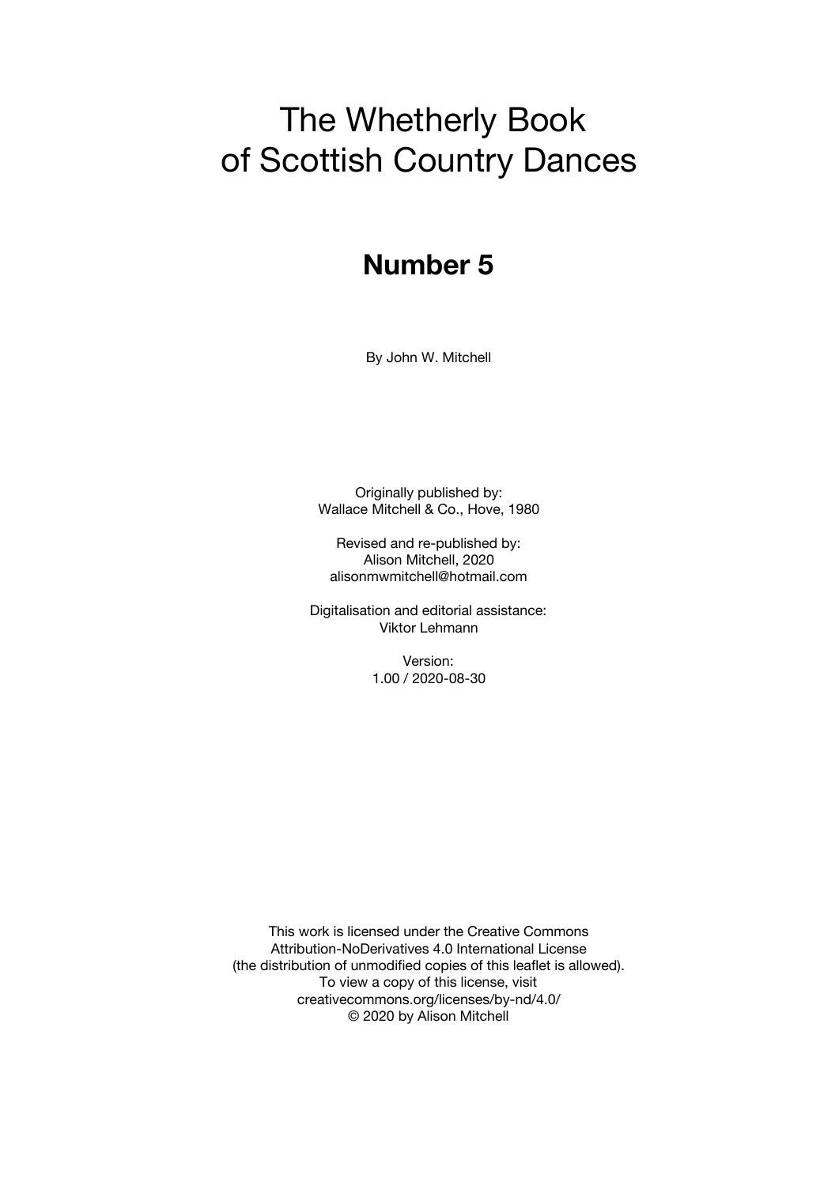# The Whetherly Book of Scottish Country Dances

## Number 5

By John W. Mitchell

Originally published by:
Wallace Mitchell & Co., Hove, 1980

Revised and re-published by:
Alison Mitchell, 2020
alisonmwmitchell@hotmail.com

Digitalisation and editorial assistance:
Viktor Lehmann

Version:
1.00 / 2020-08-30

This work is licensed under the Creative Commons
Attribution-NoDerivatives 4.0 International License
(the distribution of unmodified copies of this leaflet is allowed).
To view a copy of this license, visit
creativecommons.org/licenses/by-nd/4.0/
© 2020 by Alison Mitchell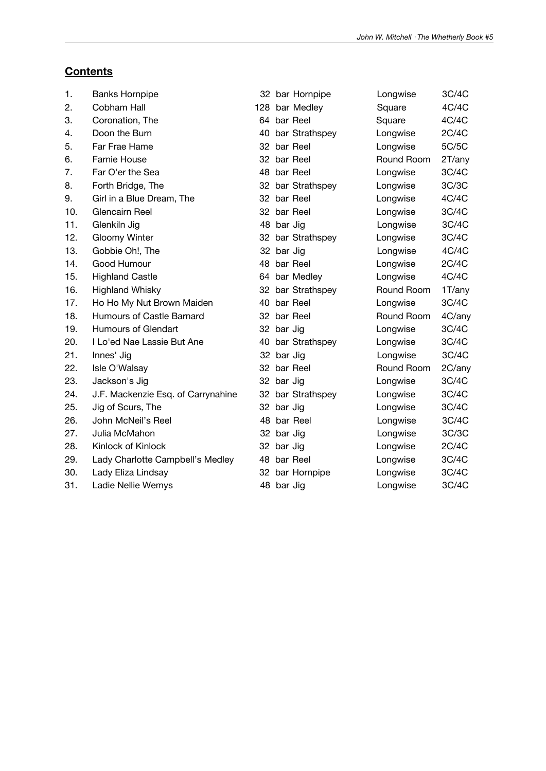## **Contents**

| | | | | |
|---|---|---|---|---|
| 1. | Banks Hornpipe | 32 bar Hornpipe | Longwise | 3C/4C |
| 2. | Cobham Hall | 128 bar Medley | Square | 4C/4C |
| 3. | Coronation, The | 64 bar Reel | Square | 4C/4C |
| 4. | Doon the Burn | 40 bar Strathspey | Longwise | 2C/4C |
| 5. | Far Frae Hame | 32 bar Reel | Longwise | 5C/5C |
| 6. | Farnie House | 32 bar Reel | Round Room | 2T/any |
| 7. | Far O'er the Sea | 48 bar Reel | Longwise | 3C/4C |
| 8. | Forth Bridge, The | 32 bar Strathspey | Longwise | 3C/3C |
| 9. | Girl in a Blue Dream, The | 32 bar Reel | Longwise | 4C/4C |
| 10. | Glencairn Reel | 32 bar Reel | Longwise | 3C/4C |
| 11. | Glenkiln Jig | 48 bar Jig | Longwise | 3C/4C |
| 12. | Gloomy Winter | 32 bar Strathspey | Longwise | 3C/4C |
| 13. | Gobbie Oh!, The | 32 bar Jig | Longwise | 4C/4C |
| 14. | Good Humour | 48 bar Reel | Longwise | 2C/4C |
| 15. | Highland Castle | 64 bar Medley | Longwise | 4C/4C |
| 16. | Highland Whisky | 32 bar Strathspey | Round Room | 1T/any |
| 17. | Ho Ho My Nut Brown Maiden | 40 bar Reel | Longwise | 3C/4C |
| 18. | Humours of Castle Barnard | 32 bar Reel | Round Room | 4C/any |
| 19. | Humours of Glendart | 32 bar Jig | Longwise | 3C/4C |
| 20. | I Lo'ed Nae Lassie But Ane | 40 bar Strathspey | Longwise | 3C/4C |
| 21. | Innes' Jig | 32 bar Jig | Longwise | 3C/4C |
| 22. | Isle O'Walsay | 32 bar Reel | Round Room | 2C/any |
| 23. | Jackson's Jig | 32 bar Jig | Longwise | 3C/4C |
| 24. | J.F. Mackenzie Esq. of Carrynahine | 32 bar Strathspey | Longwise | 3C/4C |
| 25. | Jig of Scurs, The | 32 bar Jig | Longwise | 3C/4C |
| 26. | John McNeil's Reel | 48 bar Reel | Longwise | 3C/4C |
| 27. | Julia McMahon | 32 bar Jig | Longwise | 3C/3C |
| 28. | Kinlock of Kinlock | 32 bar Jig | Longwise | 2C/4C |
| 29. | Lady Charlotte Campbell's Medley | 48 bar Reel | Longwise | 3C/4C |
| 30. | Lady Eliza Lindsay | 32 bar Hornpipe | Longwise | 3C/4C |
| 31. | Ladie Nellie Wemys | 48 bar Jig | Longwise | 3C/4C |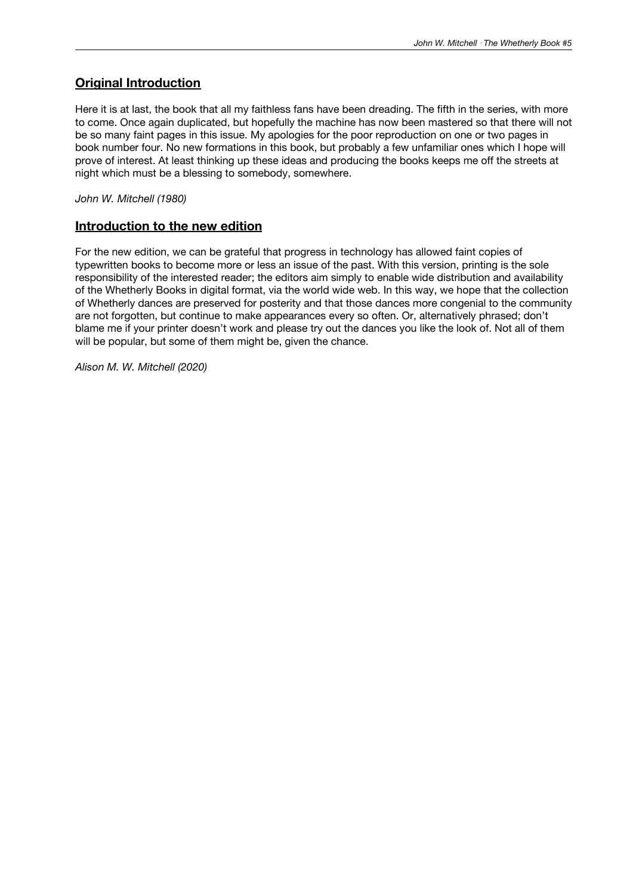## Original Introduction

Here it is at last, the book that all my faithless fans have been dreading. The fifth in the series, with more to come. Once again duplicated, but hopefully the machine has now been mastered so that there will not be so many faint pages in this issue. My apologies for the poor reproduction on one or two pages in book number four. No new formations in this book, but probably a few unfamiliar ones which I hope will prove of interest. At least thinking up these ideas and producing the books keeps me off the streets at night which must be a blessing to somebody, somewhere.

*John W. Mitchell (1980)*

## Introduction to the new edition

For the new edition, we can be grateful that progress in technology has allowed faint copies of typewritten books to become more or less an issue of the past. With this version, printing is the sole responsibility of the interested reader; the editors aim simply to enable wide distribution and availability of the Whetherly Books in digital format, via the world wide web. In this way, we hope that the collection of Whetherly dances are preserved for posterity and that those dances more congenial to the community are not forgotten, but continue to make appearances every so often. Or, alternatively phrased; don't blame me if your printer doesn't work and please try out the dances you like the look of. Not all of them will be popular, but some of them might be, given the chance.

*Alison M. W. Mitchell (2020)*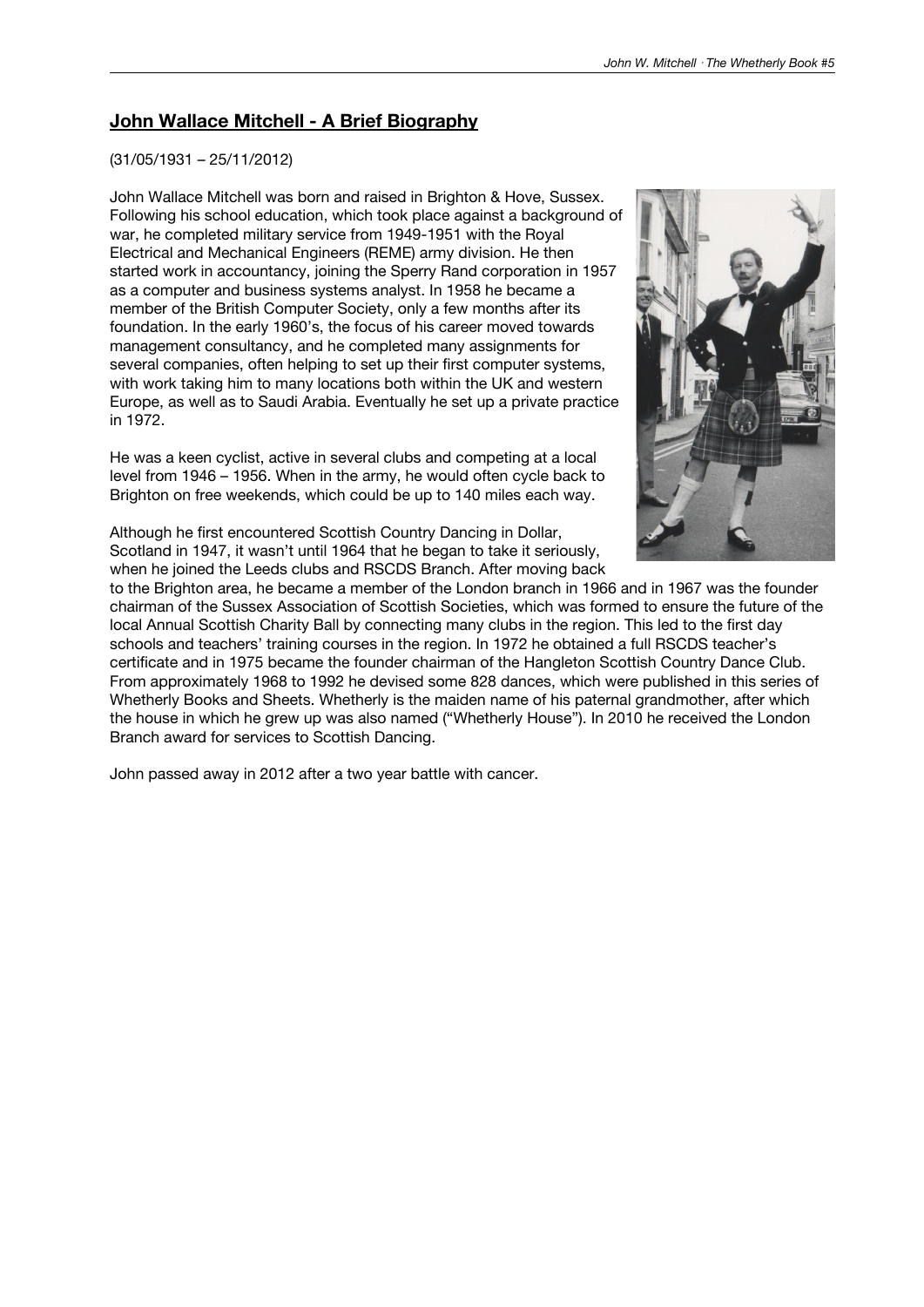## **John Wallace Mitchell - A Brief Biography**

(31/05/1931 – 25/11/2012)

John Wallace Mitchell was born and raised in Brighton & Hove, Sussex. Following his school education, which took place against a background of war, he completed military service from 1949-1951 with the Royal Electrical and Mechanical Engineers (REME) army division. He then started work in accountancy, joining the Sperry Rand corporation in 1957 as a computer and business systems analyst. In 1958 he became a member of the British Computer Society, only a few months after its foundation. In the early 1960's, the focus of his career moved towards management consultancy, and he completed many assignments for several companies, often helping to set up their first computer systems, with work taking him to many locations both within the UK and western Europe, as well as to Saudi Arabia. Eventually he set up a private practice in 1972.

He was a keen cyclist, active in several clubs and competing at a local level from 1946 – 1956. When in the army, he would often cycle back to Brighton on free weekends, which could be up to 140 miles each way.

Although he first encountered Scottish Country Dancing in Dollar, Scotland in 1947, it wasn't until 1964 that he began to take it seriously, when he joined the Leeds clubs and RSCDS Branch. After moving back to the Brighton area, he became a member of the London branch in 1966 and in 1967 was the founder chairman of the Sussex Association of Scottish Societies, which was formed to ensure the future of the local Annual Scottish Charity Ball by connecting many clubs in the region. This led to the first day schools and teachers' training courses in the region. In 1972 he obtained a full RSCDS teacher's certificate and in 1975 became the founder chairman of the Hangleton Scottish Country Dance Club. From approximately 1968 to 1992 he devised some 828 dances, which were published in this series of Whetherly Books and Sheets. Whetherly is the maiden name of his paternal grandmother, after which the house in which he grew up was also named ("Whetherly House"). In 2010 he received the London Branch award for services to Scottish Dancing.

John passed away in 2012 after a two year battle with cancer.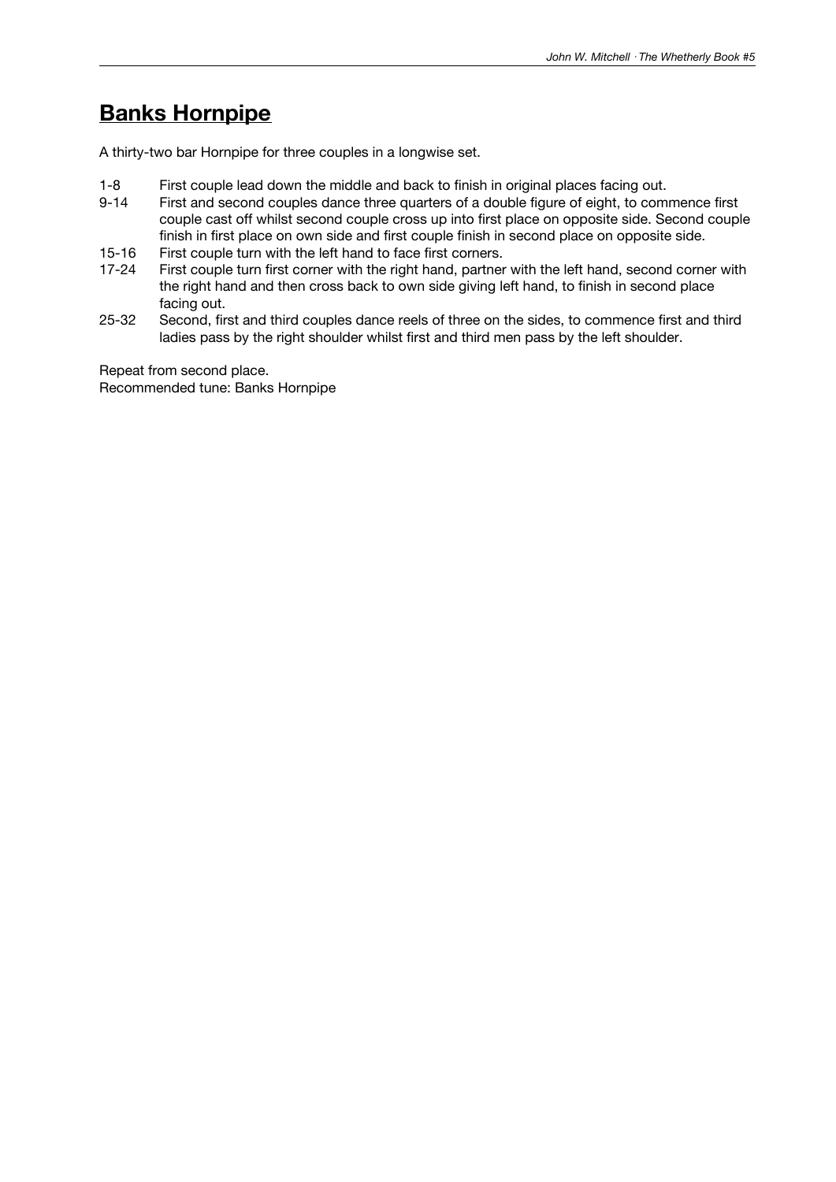# Banks Hornpipe

A thirty-two bar Hornpipe for three couples in a longwise set.

| | |
|---|---|
| 1-8 | First couple lead down the middle and back to finish in original places facing out. |
| 9-14 | First and second couples dance three quarters of a double figure of eight, to commence first couple cast off whilst second couple cross up into first place on opposite side. Second couple finish in first place on own side and first couple finish in second place on opposite side. |
| 15-16 | First couple turn with the left hand to face first corners. |
| 17-24 | First couple turn first corner with the right hand, partner with the left hand, second corner with the right hand and then cross back to own side giving left hand, to finish in second place facing out. |
| 25-32 | Second, first and third couples dance reels of three on the sides, to commence first and third ladies pass by the right shoulder whilst first and third men pass by the left shoulder. |

Repeat from second place.
Recommended tune: Banks Hornpipe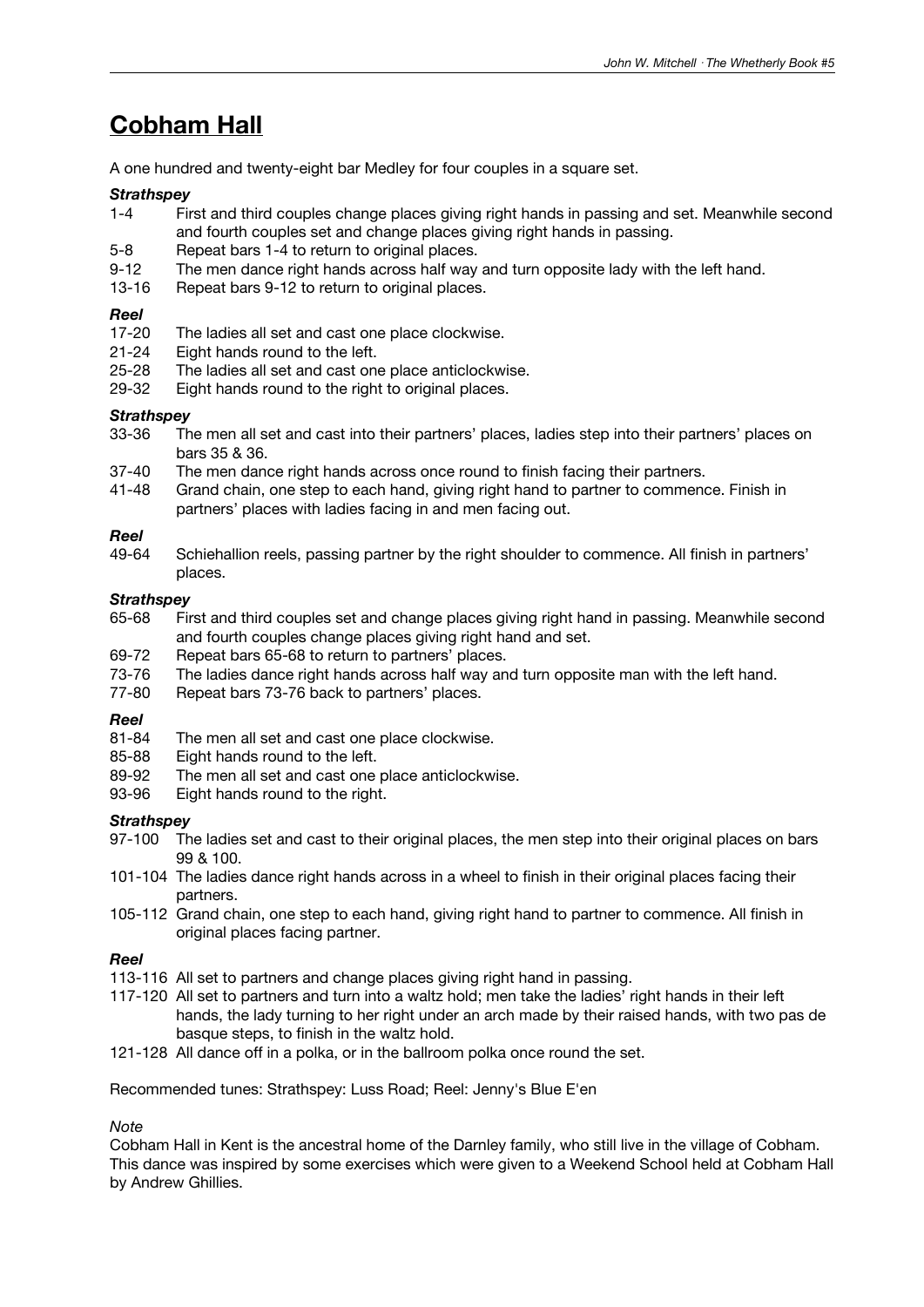# Cobham Hall

A one hundred and twenty-eight bar Medley for four couples in a square set.

***Strathspey***

1-4 First and third couples change places giving right hands in passing and set. Meanwhile second and fourth couples set and change places giving right hands in passing.

5-8 Repeat bars 1-4 to return to original places.

9-12 The men dance right hands across half way and turn opposite lady with the left hand.

13-16 Repeat bars 9-12 to return to original places.

***Reel***

17-20 The ladies all set and cast one place clockwise.

21-24 Eight hands round to the left.

25-28 The ladies all set and cast one place anticlockwise.

29-32 Eight hands round to the right to original places.

***Strathspey***

33-36 The men all set and cast into their partners' places, ladies step into their partners' places on bars 35 & 36.

37-40 The men dance right hands across once round to finish facing their partners.

41-48 Grand chain, one step to each hand, giving right hand to partner to commence. Finish in partners' places with ladies facing in and men facing out.

***Reel***

49-64 Schiehallion reels, passing partner by the right shoulder to commence. All finish in partners' places.

***Strathspey***

65-68 First and third couples set and change places giving right hand in passing. Meanwhile second and fourth couples change places giving right hand and set.

69-72 Repeat bars 65-68 to return to partners' places.

73-76 The ladies dance right hands across half way and turn opposite man with the left hand.

77-80 Repeat bars 73-76 back to partners' places.

***Reel***

81-84 The men all set and cast one place clockwise.

85-88 Eight hands round to the left.

89-92 The men all set and cast one place anticlockwise.

93-96 Eight hands round to the right.

***Strathspey***

97-100 The ladies set and cast to their original places, the men step into their original places on bars 99 & 100.

101-104 The ladies dance right hands across in a wheel to finish in their original places facing their partners.

105-112 Grand chain, one step to each hand, giving right hand to partner to commence. All finish in original places facing partner.

***Reel***

113-116 All set to partners and change places giving right hand in passing.

117-120 All set to partners and turn into a waltz hold; men take the ladies' right hands in their left hands, the lady turning to her right under an arch made by their raised hands, with two pas de basque steps, to finish in the waltz hold.

121-128 All dance off in a polka, or in the ballroom polka once round the set.

Recommended tunes: Strathspey: Luss Road; Reel: Jenny's Blue E'en

*Note*

Cobham Hall in Kent is the ancestral home of the Darnley family, who still live in the village of Cobham. This dance was inspired by some exercises which were given to a Weekend School held at Cobham Hall by Andrew Ghillies.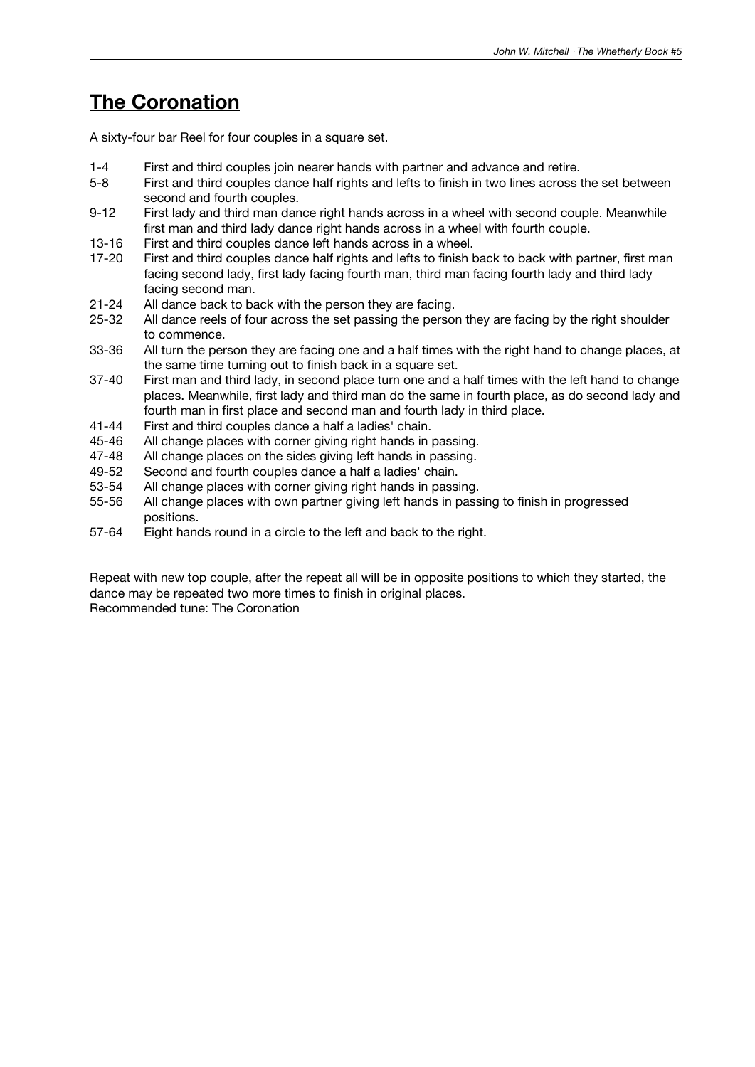# The Coronation

A sixty-four bar Reel for four couples in a square set.

| | |
|---|---|
| 1-4 | First and third couples join nearer hands with partner and advance and retire. |
| 5-8 | First and third couples dance half rights and lefts to finish in two lines across the set between second and fourth couples. |
| 9-12 | First lady and third man dance right hands across in a wheel with second couple. Meanwhile first man and third lady dance right hands across in a wheel with fourth couple. |
| 13-16 | First and third couples dance left hands across in a wheel. |
| 17-20 | First and third couples dance half rights and lefts to finish back to back with partner, first man facing second lady, first lady facing fourth man, third man facing fourth lady and third lady facing second man. |
| 21-24 | All dance back to back with the person they are facing. |
| 25-32 | All dance reels of four across the set passing the person they are facing by the right shoulder to commence. |
| 33-36 | All turn the person they are facing one and a half times with the right hand to change places, at the same time turning out to finish back in a square set. |
| 37-40 | First man and third lady, in second place turn one and a half times with the left hand to change places. Meanwhile, first lady and third man do the same in fourth place, as do second lady and fourth man in first place and second man and fourth lady in third place. |
| 41-44 | First and third couples dance a half a ladies' chain. |
| 45-46 | All change places with corner giving right hands in passing. |
| 47-48 | All change places on the sides giving left hands in passing. |
| 49-52 | Second and fourth couples dance a half a ladies' chain. |
| 53-54 | All change places with corner giving right hands in passing. |
| 55-56 | All change places with own partner giving left hands in passing to finish in progressed positions. |
| 57-64 | Eight hands round in a circle to the left and back to the right. |

Repeat with new top couple, after the repeat all will be in opposite positions to which they started, the dance may be repeated two more times to finish in original places.
Recommended tune: The Coronation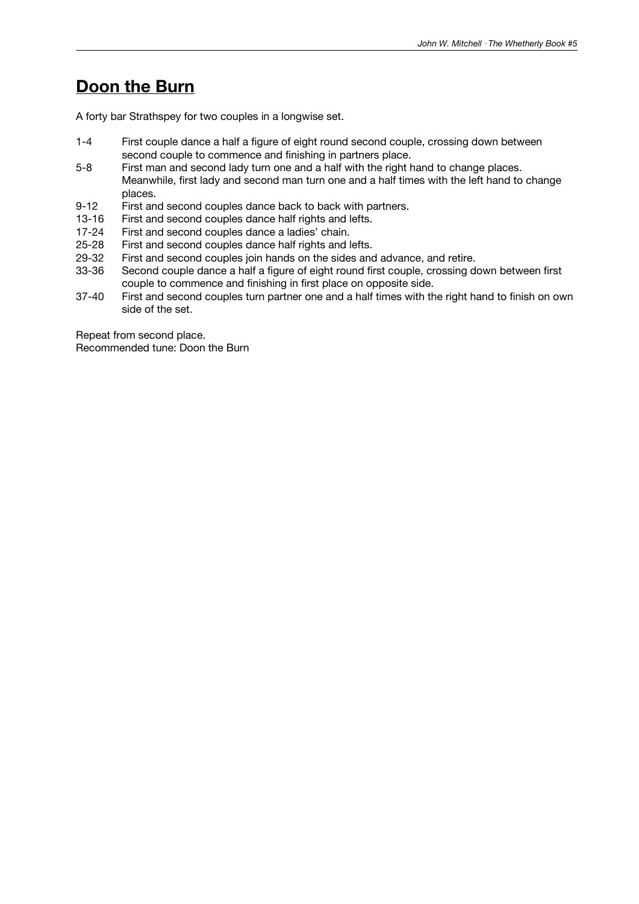## Doon the Burn

A forty bar Strathspey for two couples in a longwise set.

| | |
|---|---|
| 1-4 | First couple dance a half a figure of eight round second couple, crossing down between second couple to commence and finishing in partners place. |
| 5-8 | First man and second lady turn one and a half with the right hand to change places. Meanwhile, first lady and second man turn one and a half times with the left hand to change places. |
| 9-12 | First and second couples dance back to back with partners. |
| 13-16 | First and second couples dance half rights and lefts. |
| 17-24 | First and second couples dance a ladies' chain. |
| 25-28 | First and second couples dance half rights and lefts. |
| 29-32 | First and second couples join hands on the sides and advance, and retire. |
| 33-36 | Second couple dance a half a figure of eight round first couple, crossing down between first couple to commence and finishing in first place on opposite side. |
| 37-40 | First and second couples turn partner one and a half times with the right hand to finish on own side of the set. |

Repeat from second place.
Recommended tune: Doon the Burn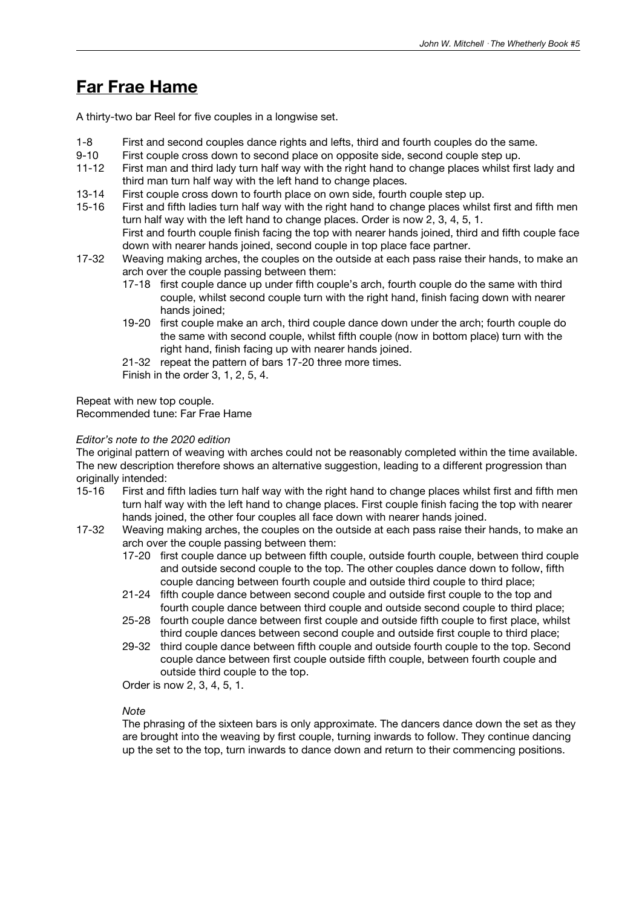## **Far Frae Hame**

A thirty-two bar Reel for five couples in a longwise set.

- 1-8 First and second couples dance rights and lefts, third and fourth couples do the same.
- 9-10 First couple cross down to second place on opposite side, second couple step up.
- 11-12 First man and third lady turn half way with the right hand to change places whilst first lady and third man turn half way with the left hand to change places.
- 13-14 First couple cross down to fourth place on own side, fourth couple step up.
- 15-16 First and fifth ladies turn half way with the right hand to change places whilst first and fifth men turn half way with the left hand to change places. Order is now 2, 3, 4, 5, 1.
  First and fourth couple finish facing the top with nearer hands joined, third and fifth couple face down with nearer hands joined, second couple in top place face partner.
- 17-32 Weaving making arches, the couples on the outside at each pass raise their hands, to make an arch over the couple passing between them:
  - 17-18 first couple dance up under fifth couple's arch, fourth couple do the same with third couple, whilst second couple turn with the right hand, finish facing down with nearer hands joined;
  - 19-20 first couple make an arch, third couple dance down under the arch; fourth couple do the same with second couple, whilst fifth couple (now in bottom place) turn with the right hand, finish facing up with nearer hands joined.
  - 21-32 repeat the pattern of bars 17-20 three more times.

  Finish in the order 3, 1, 2, 5, 4.

Repeat with new top couple.
Recommended tune: Far Frae Hame

*Editor's note to the 2020 edition*

The original pattern of weaving with arches could not be reasonably completed within the time available. The new description therefore shows an alternative suggestion, leading to a different progression than originally intended:

- 15-16 First and fifth ladies turn half way with the right hand to change places whilst first and fifth men turn half way with the left hand to change places. First couple finish facing the top with nearer hands joined, the other four couples all face down with nearer hands joined.
- 17-32 Weaving making arches, the couples on the outside at each pass raise their hands, to make an arch over the couple passing between them:
  - 17-20 first couple dance up between fifth couple, outside fourth couple, between third couple and outside second couple to the top. The other couples dance down to follow, fifth couple dancing between fourth couple and outside third couple to third place;
  - 21-24 fifth couple dance between second couple and outside first couple to the top and fourth couple dance between third couple and outside second couple to third place;
  - 25-28 fourth couple dance between first couple and outside fifth couple to first place, whilst third couple dances between second couple and outside first couple to third place;
  - 29-32 third couple dance between fifth couple and outside fourth couple to the top. Second couple dance between first couple outside fifth couple, between fourth couple and outside third couple to the top.

  Order is now 2, 3, 4, 5, 1.

  *Note*

  The phrasing of the sixteen bars is only approximate. The dancers dance down the set as they are brought into the weaving by first couple, turning inwards to follow. They continue dancing up the set to the top, turn inwards to dance down and return to their commencing positions.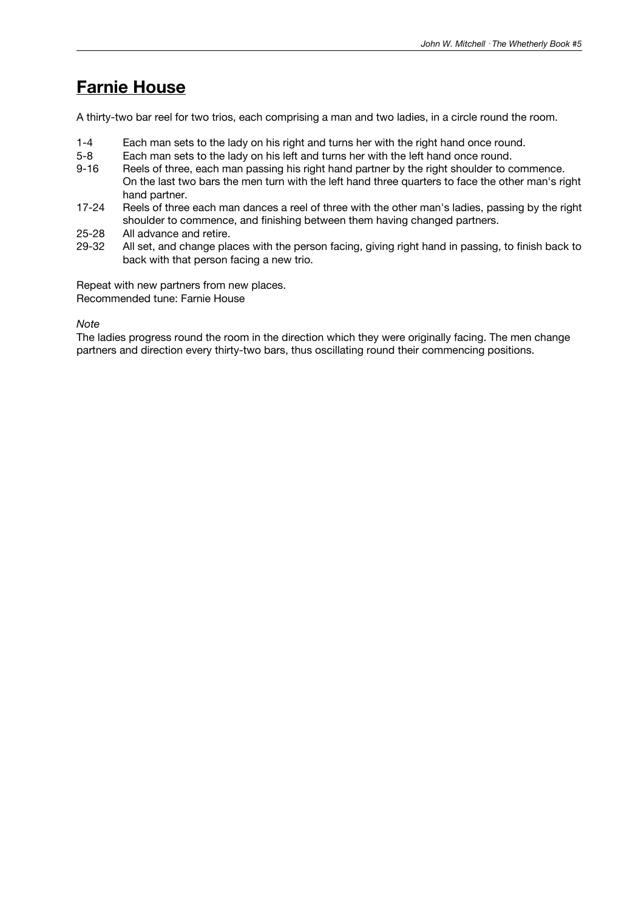## Farnie House

A thirty-two bar reel for two trios, each comprising a man and two ladies, in a circle round the room.

| | |
|---|---|
| 1-4 | Each man sets to the lady on his right and turns her with the right hand once round. |
| 5-8 | Each man sets to the lady on his left and turns her with the left hand once round. |
| 9-16 | Reels of three, each man passing his right hand partner by the right shoulder to commence. On the last two bars the men turn with the left hand three quarters to face the other man's right hand partner. |
| 17-24 | Reels of three each man dances a reel of three with the other man's ladies, passing by the right shoulder to commence, and finishing between them having changed partners. |
| 25-28 | All advance and retire. |
| 29-32 | All set, and change places with the person facing, giving right hand in passing, to finish back to back with that person facing a new trio. |

Repeat with new partners from new places.
Recommended tune: Farnie House

*Note*
The ladies progress round the room in the direction which they were originally facing. The men change partners and direction every thirty-two bars, thus oscillating round their commencing positions.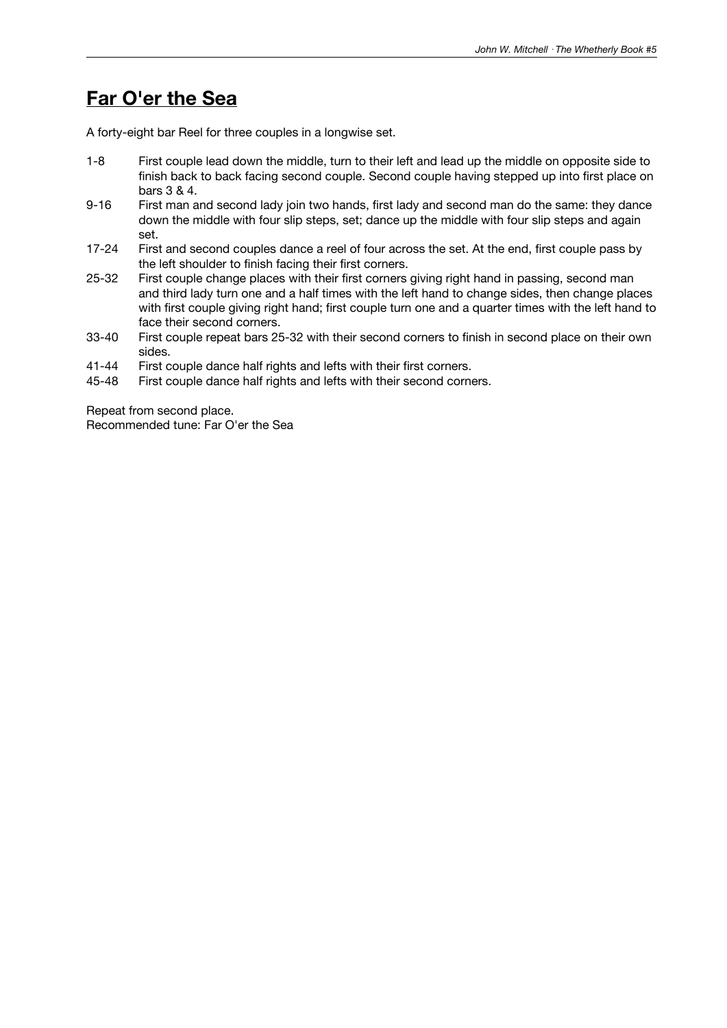# Far O'er the Sea

A forty-eight bar Reel for three couples in a longwise set.

1-8 First couple lead down the middle, turn to their left and lead up the middle on opposite side to finish back to back facing second couple. Second couple having stepped up into first place on bars 3 & 4.

9-16 First man and second lady join two hands, first lady and second man do the same: they dance down the middle with four slip steps, set; dance up the middle with four slip steps and again set.

17-24 First and second couples dance a reel of four across the set. At the end, first couple pass by the left shoulder to finish facing their first corners.

25-32 First couple change places with their first corners giving right hand in passing, second man and third lady turn one and a half times with the left hand to change sides, then change places with first couple giving right hand; first couple turn one and a quarter times with the left hand to face their second corners.

33-40 First couple repeat bars 25-32 with their second corners to finish in second place on their own sides.

41-44 First couple dance half rights and lefts with their first corners.

45-48 First couple dance half rights and lefts with their second corners.

Repeat from second place.
Recommended tune: Far O'er the Sea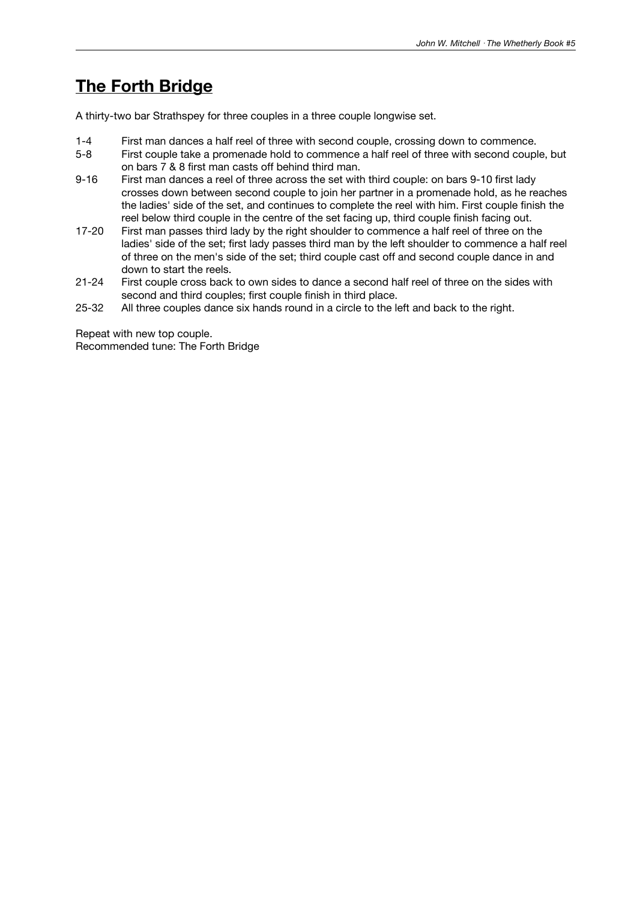## The Forth Bridge

A thirty-two bar Strathspey for three couples in a three couple longwise set.

| | |
|---|---|
| 1-4 | First man dances a half reel of three with second couple, crossing down to commence. |
| 5-8 | First couple take a promenade hold to commence a half reel of three with second couple, but on bars 7 & 8 first man casts off behind third man. |
| 9-16 | First man dances a reel of three across the set with third couple: on bars 9-10 first lady crosses down between second couple to join her partner in a promenade hold, as he reaches the ladies' side of the set, and continues to complete the reel with him. First couple finish the reel below third couple in the centre of the set facing up, third couple finish facing out. |
| 17-20 | First man passes third lady by the right shoulder to commence a half reel of three on the ladies' side of the set; first lady passes third man by the left shoulder to commence a half reel of three on the men's side of the set; third couple cast off and second couple dance in and down to start the reels. |
| 21-24 | First couple cross back to own sides to dance a second half reel of three on the sides with second and third couples; first couple finish in third place. |
| 25-32 | All three couples dance six hands round in a circle to the left and back to the right. |

Repeat with new top couple.
Recommended tune: The Forth Bridge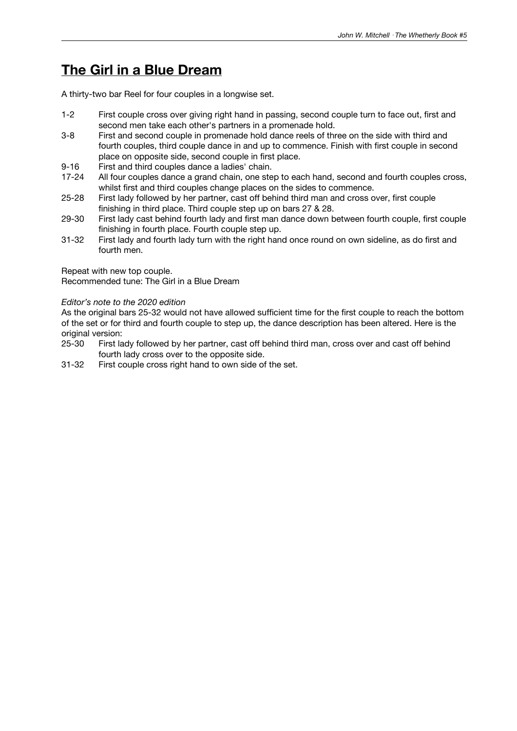# The Girl in a Blue Dream

A thirty-two bar Reel for four couples in a longwise set.

1-2 First couple cross over giving right hand in passing, second couple turn to face out, first and second men take each other's partners in a promenade hold.

3-8 First and second couple in promenade hold dance reels of three on the side with third and fourth couples, third couple dance in and up to commence. Finish with first couple in second place on opposite side, second couple in first place.

9-16 First and third couples dance a ladies' chain.

17-24 All four couples dance a grand chain, one step to each hand, second and fourth couples cross, whilst first and third couples change places on the sides to commence.

25-28 First lady followed by her partner, cast off behind third man and cross over, first couple finishing in third place. Third couple step up on bars 27 & 28.

29-30 First lady cast behind fourth lady and first man dance down between fourth couple, first couple finishing in fourth place. Fourth couple step up.

31-32 First lady and fourth lady turn with the right hand once round on own sideline, as do first and fourth men.

Repeat with new top couple.
Recommended tune: The Girl in a Blue Dream

*Editor's note to the 2020 edition*
As the original bars 25-32 would not have allowed sufficient time for the first couple to reach the bottom of the set or for third and fourth couple to step up, the dance description has been altered. Here is the original version:

25-30 First lady followed by her partner, cast off behind third man, cross over and cast off behind fourth lady cross over to the opposite side.

31-32 First couple cross right hand to own side of the set.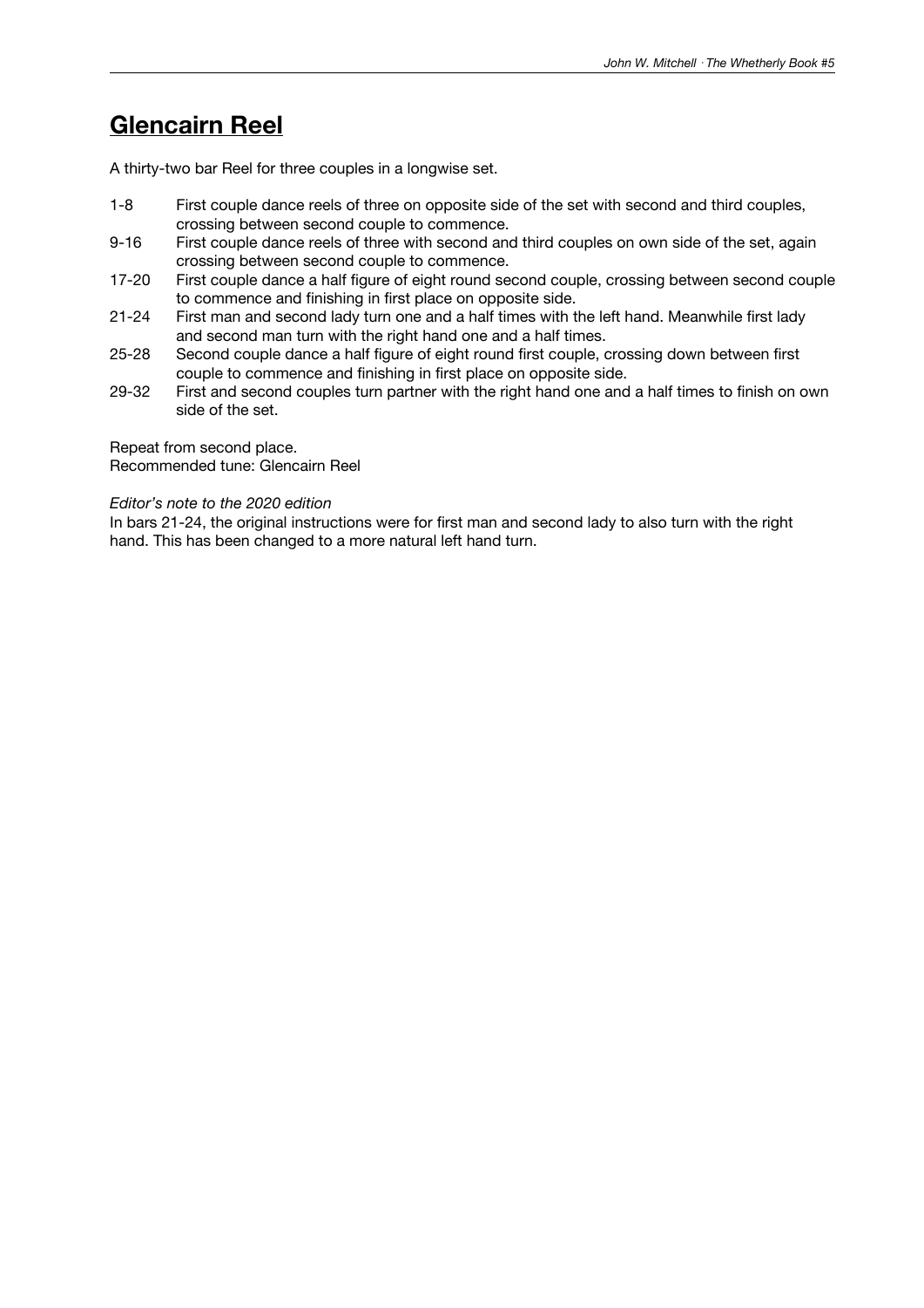# Glencairn Reel

A thirty-two bar Reel for three couples in a longwise set.

| | |
|---|---|
| 1-8 | First couple dance reels of three on opposite side of the set with second and third couples, crossing between second couple to commence. |
| 9-16 | First couple dance reels of three with second and third couples on own side of the set, again crossing between second couple to commence. |
| 17-20 | First couple dance a half figure of eight round second couple, crossing between second couple to commence and finishing in first place on opposite side. |
| 21-24 | First man and second lady turn one and a half times with the left hand. Meanwhile first lady and second man turn with the right hand one and a half times. |
| 25-28 | Second couple dance a half figure of eight round first couple, crossing down between first couple to commence and finishing in first place on opposite side. |
| 29-32 | First and second couples turn partner with the right hand one and a half times to finish on own side of the set. |

Repeat from second place.
Recommended tune: Glencairn Reel

*Editor's note to the 2020 edition*
In bars 21-24, the original instructions were for first man and second lady to also turn with the right hand. This has been changed to a more natural left hand turn.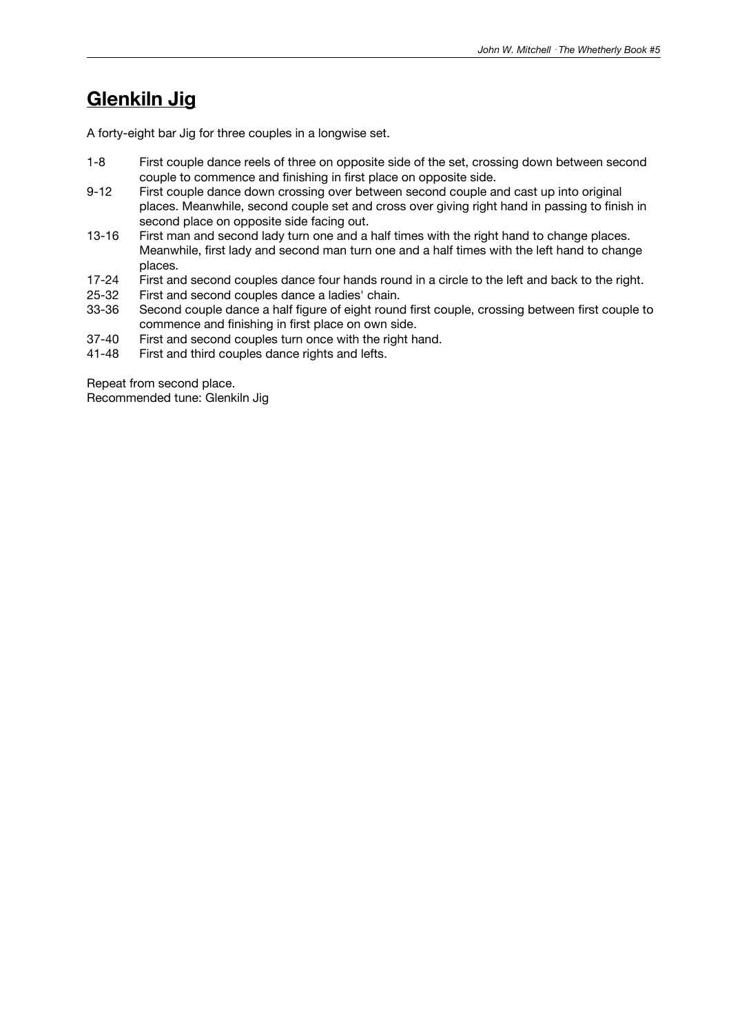## Glenkiln Jig

A forty-eight bar Jig for three couples in a longwise set.

| | |
|---|---|
| 1-8 | First couple dance reels of three on opposite side of the set, crossing down between second couple to commence and finishing in first place on opposite side. |
| 9-12 | First couple dance down crossing over between second couple and cast up into original places. Meanwhile, second couple set and cross over giving right hand in passing to finish in second place on opposite side facing out. |
| 13-16 | First man and second lady turn one and a half times with the right hand to change places. Meanwhile, first lady and second man turn one and a half times with the left hand to change places. |
| 17-24 | First and second couples dance four hands round in a circle to the left and back to the right. |
| 25-32 | First and second couples dance a ladies' chain. |
| 33-36 | Second couple dance a half figure of eight round first couple, crossing between first couple to commence and finishing in first place on own side. |
| 37-40 | First and second couples turn once with the right hand. |
| 41-48 | First and third couples dance rights and lefts. |

Repeat from second place.
Recommended tune: Glenkiln Jig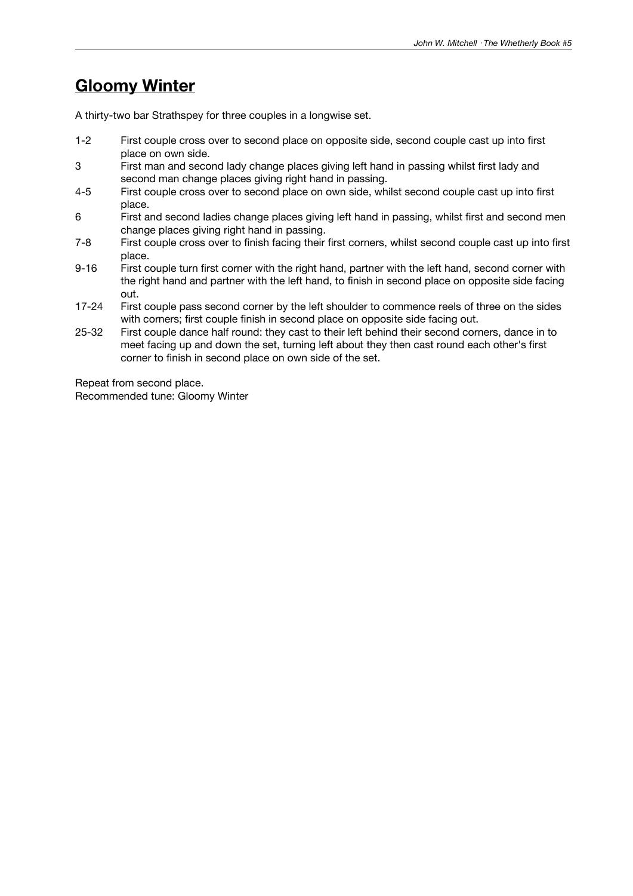## Gloomy Winter

A thirty-two bar Strathspey for three couples in a longwise set.

| | |
|---|---|
| 1-2 | First couple cross over to second place on opposite side, second couple cast up into first place on own side. |
| 3 | First man and second lady change places giving left hand in passing whilst first lady and second man change places giving right hand in passing. |
| 4-5 | First couple cross over to second place on own side, whilst second couple cast up into first place. |
| 6 | First and second ladies change places giving left hand in passing, whilst first and second men change places giving right hand in passing. |
| 7-8 | First couple cross over to finish facing their first corners, whilst second couple cast up into first place. |
| 9-16 | First couple turn first corner with the right hand, partner with the left hand, second corner with the right hand and partner with the left hand, to finish in second place on opposite side facing out. |
| 17-24 | First couple pass second corner by the left shoulder to commence reels of three on the sides with corners; first couple finish in second place on opposite side facing out. |
| 25-32 | First couple dance half round: they cast to their left behind their second corners, dance in to meet facing up and down the set, turning left about they then cast round each other's first corner to finish in second place on own side of the set. |

Repeat from second place.
Recommended tune: Gloomy Winter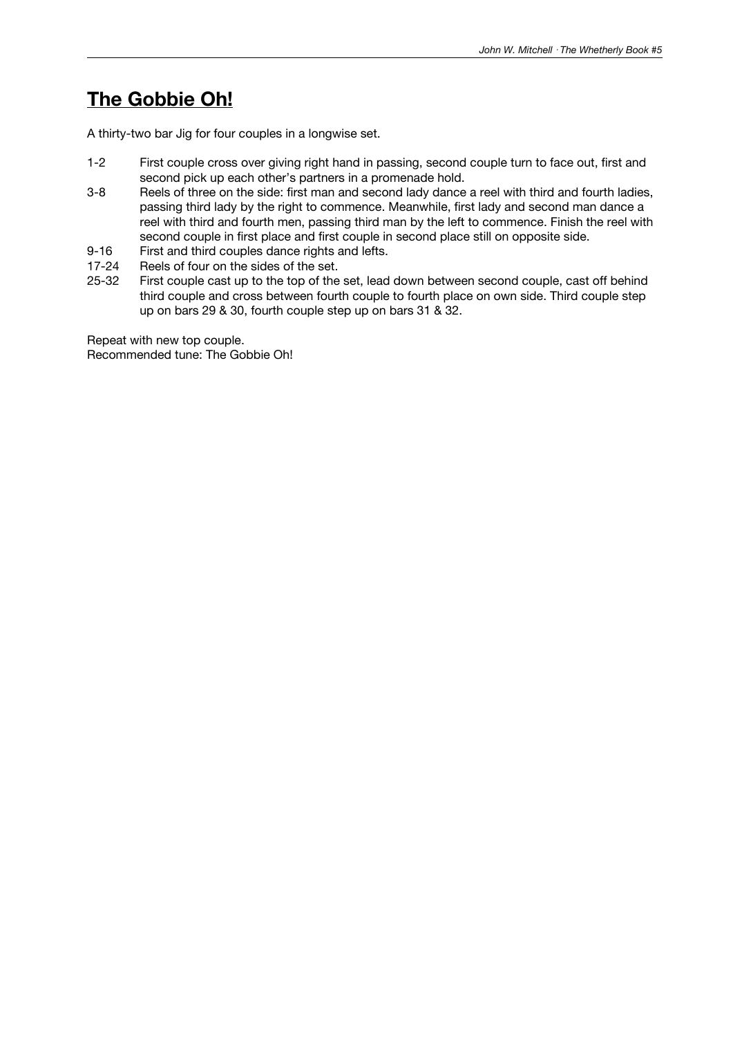## The Gobbie Oh!

A thirty-two bar Jig for four couples in a longwise set.

| | |
|---|---|
| 1-2 | First couple cross over giving right hand in passing, second couple turn to face out, first and second pick up each other's partners in a promenade hold. |
| 3-8 | Reels of three on the side: first man and second lady dance a reel with third and fourth ladies, passing third lady by the right to commence. Meanwhile, first lady and second man dance a reel with third and fourth men, passing third man by the left to commence. Finish the reel with second couple in first place and first couple in second place still on opposite side. |
| 9-16 | First and third couples dance rights and lefts. |
| 17-24 | Reels of four on the sides of the set. |
| 25-32 | First couple cast up to the top of the set, lead down between second couple, cast off behind third couple and cross between fourth couple to fourth place on own side. Third couple step up on bars 29 & 30, fourth couple step up on bars 31 & 32. |

Repeat with new top couple.
Recommended tune: The Gobbie Oh!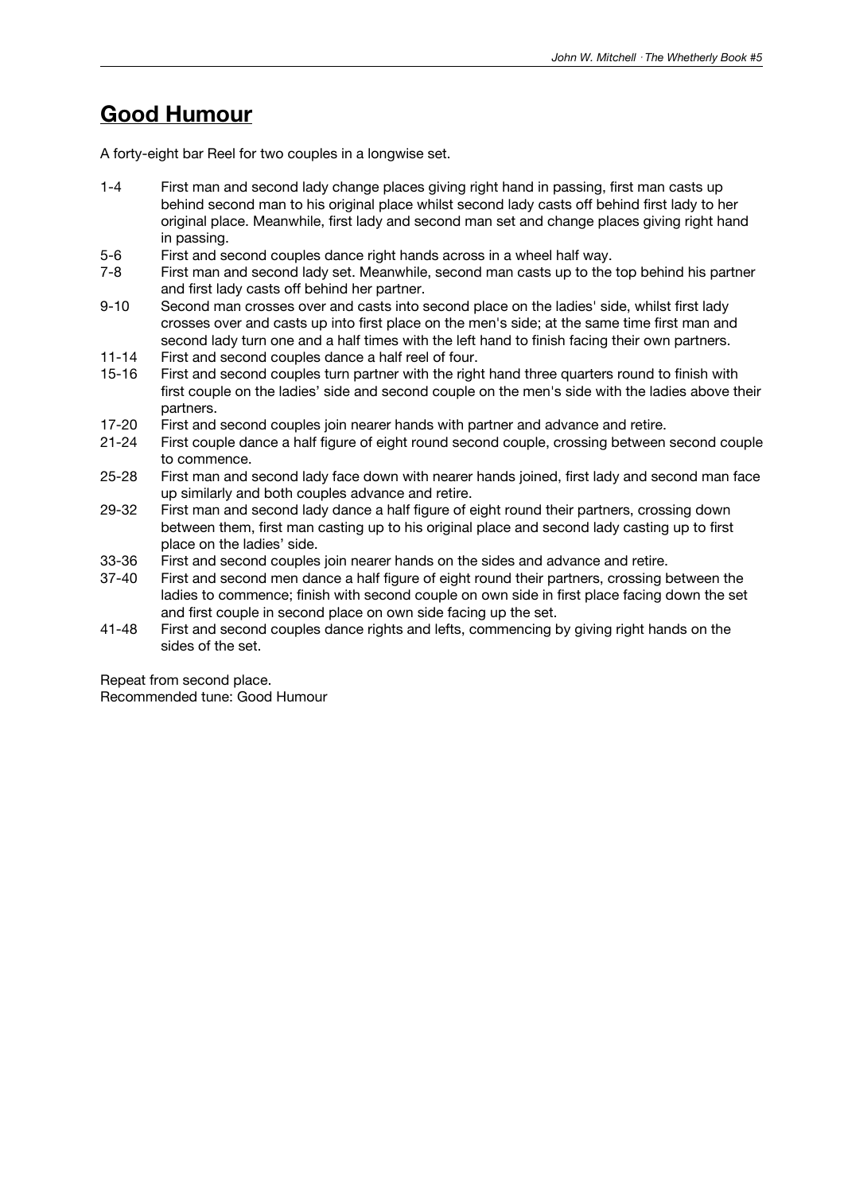## Good Humour

A forty-eight bar Reel for two couples in a longwise set.

| | |
|---|---|
| 1-4 | First man and second lady change places giving right hand in passing, first man casts up behind second man to his original place whilst second lady casts off behind first lady to her original place. Meanwhile, first lady and second man set and change places giving right hand in passing. |
| 5-6 | First and second couples dance right hands across in a wheel half way. |
| 7-8 | First man and second lady set. Meanwhile, second man casts up to the top behind his partner and first lady casts off behind her partner. |
| 9-10 | Second man crosses over and casts into second place on the ladies' side, whilst first lady crosses over and casts up into first place on the men's side; at the same time first man and second lady turn one and a half times with the left hand to finish facing their own partners. |
| 11-14 | First and second couples dance a half reel of four. |
| 15-16 | First and second couples turn partner with the right hand three quarters round to finish with first couple on the ladies' side and second couple on the men's side with the ladies above their partners. |
| 17-20 | First and second couples join nearer hands with partner and advance and retire. |
| 21-24 | First couple dance a half figure of eight round second couple, crossing between second couple to commence. |
| 25-28 | First man and second lady face down with nearer hands joined, first lady and second man face up similarly and both couples advance and retire. |
| 29-32 | First man and second lady dance a half figure of eight round their partners, crossing down between them, first man casting up to his original place and second lady casting up to first place on the ladies' side. |
| 33-36 | First and second couples join nearer hands on the sides and advance and retire. |
| 37-40 | First and second men dance a half figure of eight round their partners, crossing between the ladies to commence; finish with second couple on own side in first place facing down the set and first couple in second place on own side facing up the set. |
| 41-48 | First and second couples dance rights and lefts, commencing by giving right hands on the sides of the set. |

Repeat from second place.
Recommended tune: Good Humour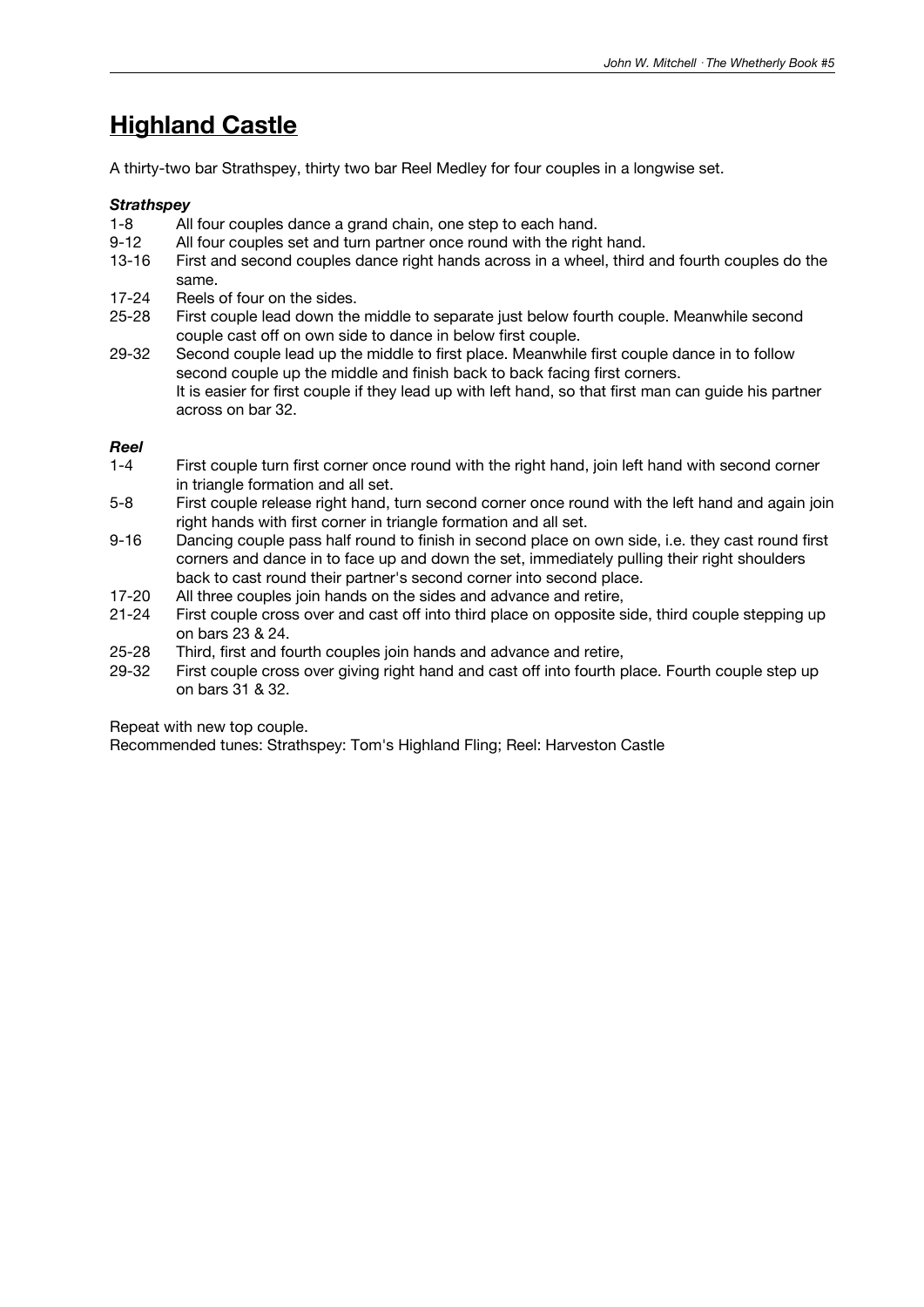# Highland Castle

A thirty-two bar Strathspey, thirty two bar Reel Medley for four couples in a longwise set.

***Strathspey***

| | |
|---|---|
| 1-8 | All four couples dance a grand chain, one step to each hand. |
| 9-12 | All four couples set and turn partner once round with the right hand. |
| 13-16 | First and second couples dance right hands across in a wheel, third and fourth couples do the same. |
| 17-24 | Reels of four on the sides. |
| 25-28 | First couple lead down the middle to separate just below fourth couple. Meanwhile second couple cast off on own side to dance in below first couple. |
| 29-32 | Second couple lead up the middle to first place. Meanwhile first couple dance in to follow second couple up the middle and finish back to back facing first corners. It is easier for first couple if they lead up with left hand, so that first man can guide his partner across on bar 32. |

***Reel***

| | |
|---|---|
| 1-4 | First couple turn first corner once round with the right hand, join left hand with second corner in triangle formation and all set. |
| 5-8 | First couple release right hand, turn second corner once round with the left hand and again join right hands with first corner in triangle formation and all set. |
| 9-16 | Dancing couple pass half round to finish in second place on own side, i.e. they cast round first corners and dance in to face up and down the set, immediately pulling their right shoulders back to cast round their partner's second corner into second place. |
| 17-20 | All three couples join hands on the sides and advance and retire, |
| 21-24 | First couple cross over and cast off into third place on opposite side, third couple stepping up on bars 23 & 24. |
| 25-28 | Third, first and fourth couples join hands and advance and retire, |
| 29-32 | First couple cross over giving right hand and cast off into fourth place. Fourth couple step up on bars 31 & 32. |

Repeat with new top couple.
Recommended tunes: Strathspey: Tom's Highland Fling; Reel: Harveston Castle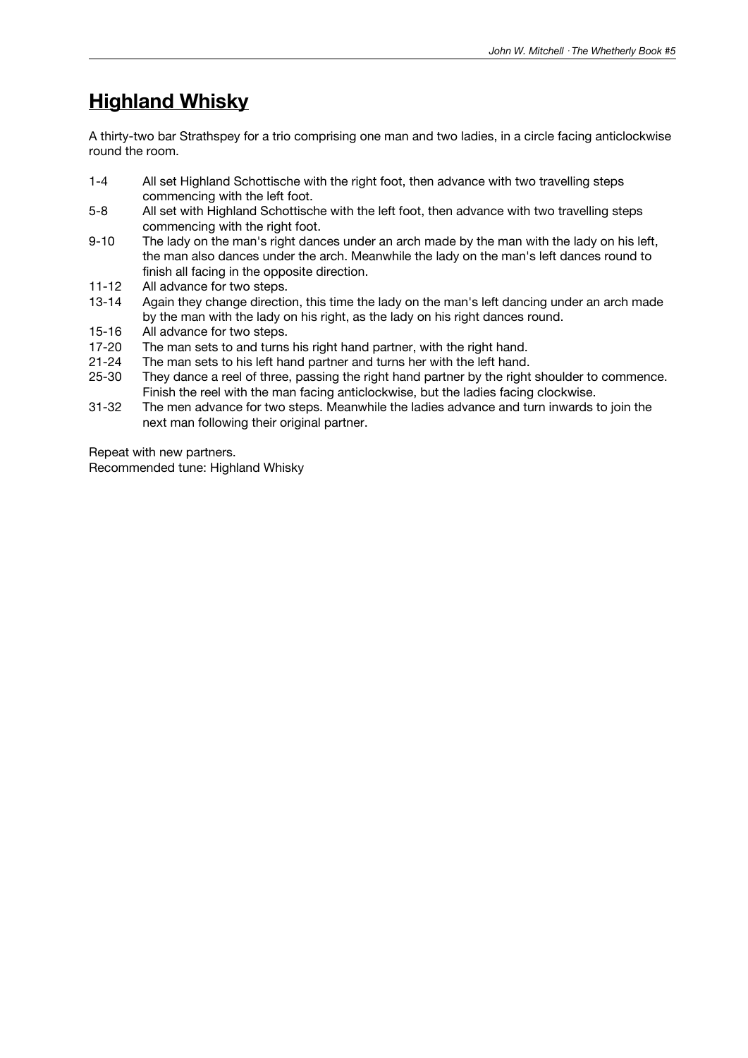# Highland Whisky

A thirty-two bar Strathspey for a trio comprising one man and two ladies, in a circle facing anticlockwise round the room.

| | |
|---|---|
| 1-4 | All set Highland Schottische with the right foot, then advance with two travelling steps commencing with the left foot. |
| 5-8 | All set with Highland Schottische with the left foot, then advance with two travelling steps commencing with the right foot. |
| 9-10 | The lady on the man's right dances under an arch made by the man with the lady on his left, the man also dances under the arch. Meanwhile the lady on the man's left dances round to finish all facing in the opposite direction. |
| 11-12 | All advance for two steps. |
| 13-14 | Again they change direction, this time the lady on the man's left dancing under an arch made by the man with the lady on his right, as the lady on his right dances round. |
| 15-16 | All advance for two steps. |
| 17-20 | The man sets to and turns his right hand partner, with the right hand. |
| 21-24 | The man sets to his left hand partner and turns her with the left hand. |
| 25-30 | They dance a reel of three, passing the right hand partner by the right shoulder to commence. Finish the reel with the man facing anticlockwise, but the ladies facing clockwise. |
| 31-32 | The men advance for two steps. Meanwhile the ladies advance and turn inwards to join the next man following their original partner. |

Repeat with new partners.
Recommended tune: Highland Whisky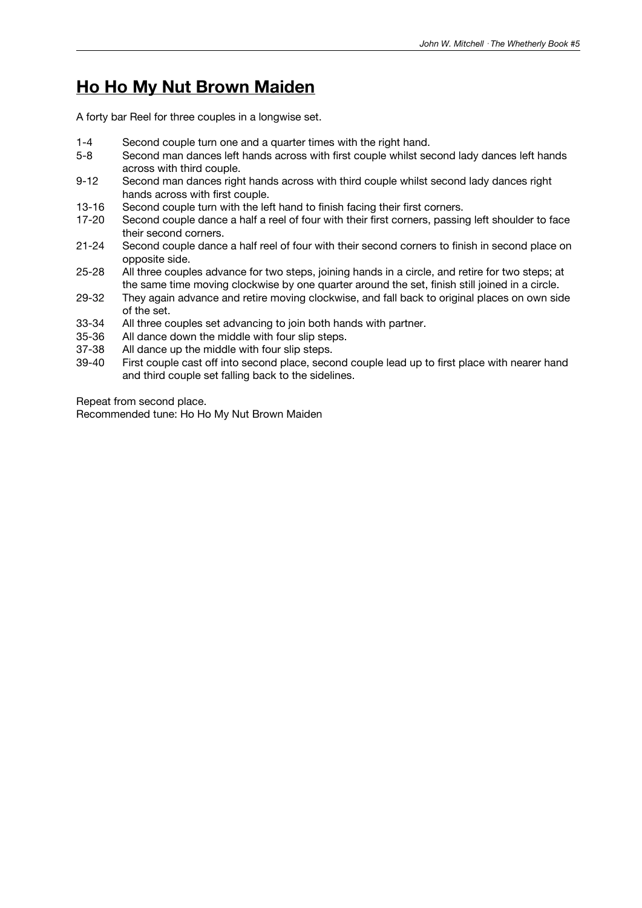# Ho Ho My Nut Brown Maiden

A forty bar Reel for three couples in a longwise set.

1-4 Second couple turn one and a quarter times with the right hand.

5-8 Second man dances left hands across with first couple whilst second lady dances left hands across with third couple.

9-12 Second man dances right hands across with third couple whilst second lady dances right hands across with first couple.

13-16 Second couple turn with the left hand to finish facing their first corners.

17-20 Second couple dance a half a reel of four with their first corners, passing left shoulder to face their second corners.

21-24 Second couple dance a half reel of four with their second corners to finish in second place on opposite side.

25-28 All three couples advance for two steps, joining hands in a circle, and retire for two steps; at the same time moving clockwise by one quarter around the set, finish still joined in a circle.

29-32 They again advance and retire moving clockwise, and fall back to original places on own side of the set.

33-34 All three couples set advancing to join both hands with partner.

35-36 All dance down the middle with four slip steps.

37-38 All dance up the middle with four slip steps.

39-40 First couple cast off into second place, second couple lead up to first place with nearer hand and third couple set falling back to the sidelines.

Repeat from second place.
Recommended tune: Ho Ho My Nut Brown Maiden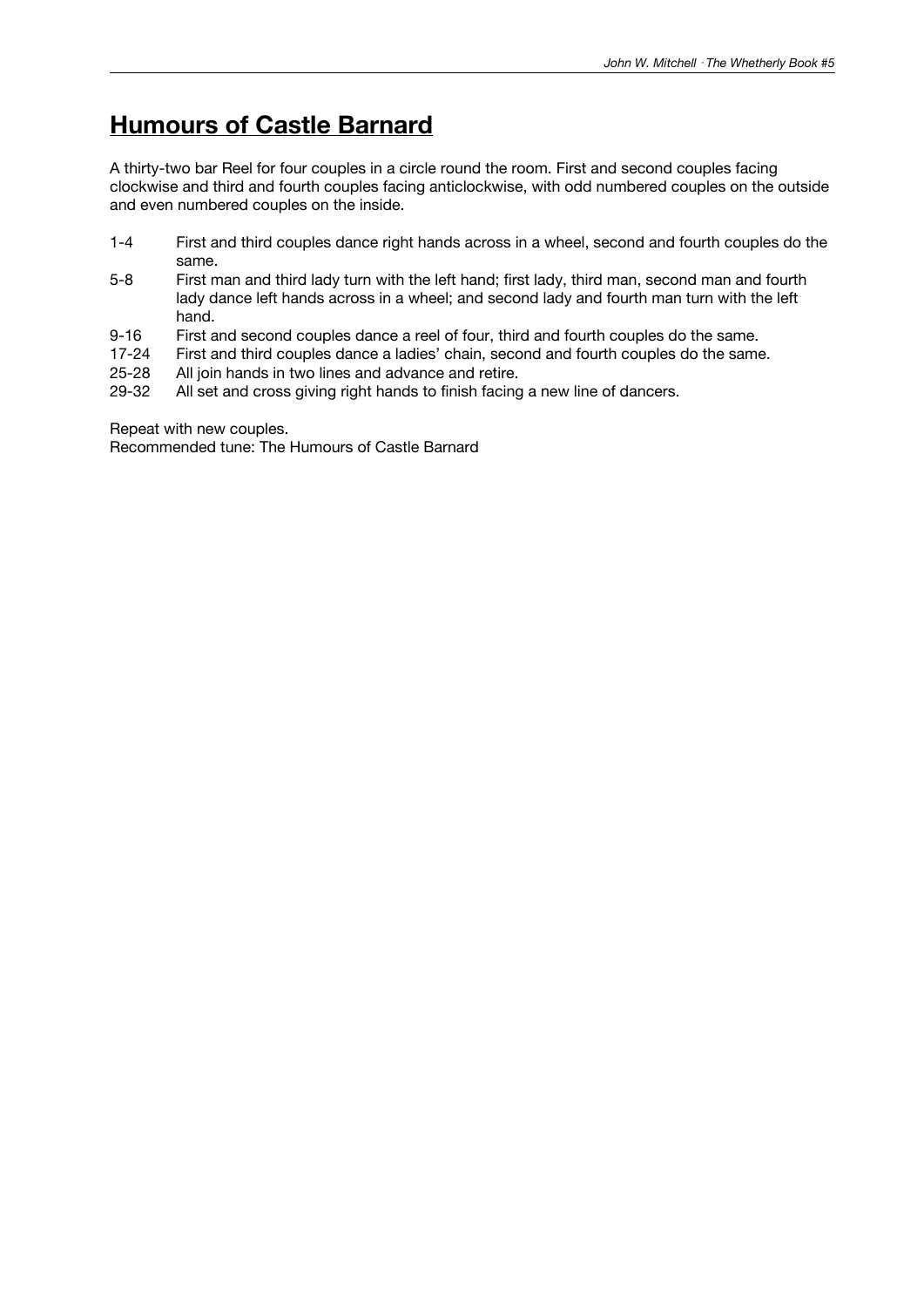# Humours of Castle Barnard

A thirty-two bar Reel for four couples in a circle round the room. First and second couples facing clockwise and third and fourth couples facing anticlockwise, with odd numbered couples on the outside and even numbered couples on the inside.

| | |
|---|---|
| 1-4 | First and third couples dance right hands across in a wheel, second and fourth couples do the same. |
| 5-8 | First man and third lady turn with the left hand; first lady, third man, second man and fourth lady dance left hands across in a wheel; and second lady and fourth man turn with the left hand. |
| 9-16 | First and second couples dance a reel of four, third and fourth couples do the same. |
| 17-24 | First and third couples dance a ladies' chain, second and fourth couples do the same. |
| 25-28 | All join hands in two lines and advance and retire. |
| 29-32 | All set and cross giving right hands to finish facing a new line of dancers. |

Repeat with new couples.
Recommended tune: The Humours of Castle Barnard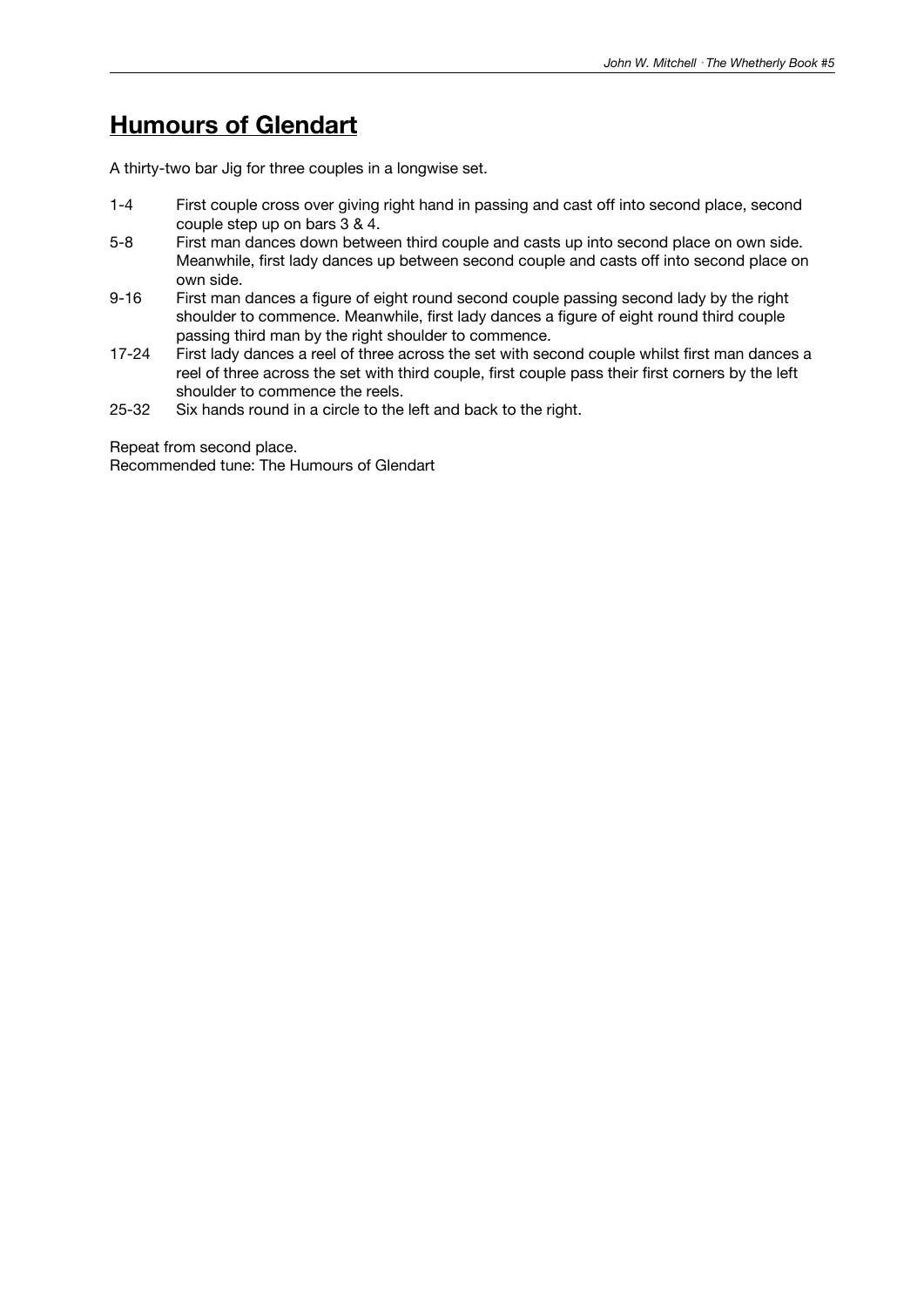## Humours of Glendart

A thirty-two bar Jig for three couples in a longwise set.

| | |
|---|---|
| 1-4 | First couple cross over giving right hand in passing and cast off into second place, second couple step up on bars 3 & 4. |
| 5-8 | First man dances down between third couple and casts up into second place on own side. Meanwhile, first lady dances up between second couple and casts off into second place on own side. |
| 9-16 | First man dances a figure of eight round second couple passing second lady by the right shoulder to commence. Meanwhile, first lady dances a figure of eight round third couple passing third man by the right shoulder to commence. |
| 17-24 | First lady dances a reel of three across the set with second couple whilst first man dances a reel of three across the set with third couple, first couple pass their first corners by the left shoulder to commence the reels. |
| 25-32 | Six hands round in a circle to the left and back to the right. |

Repeat from second place.
Recommended tune: The Humours of Glendart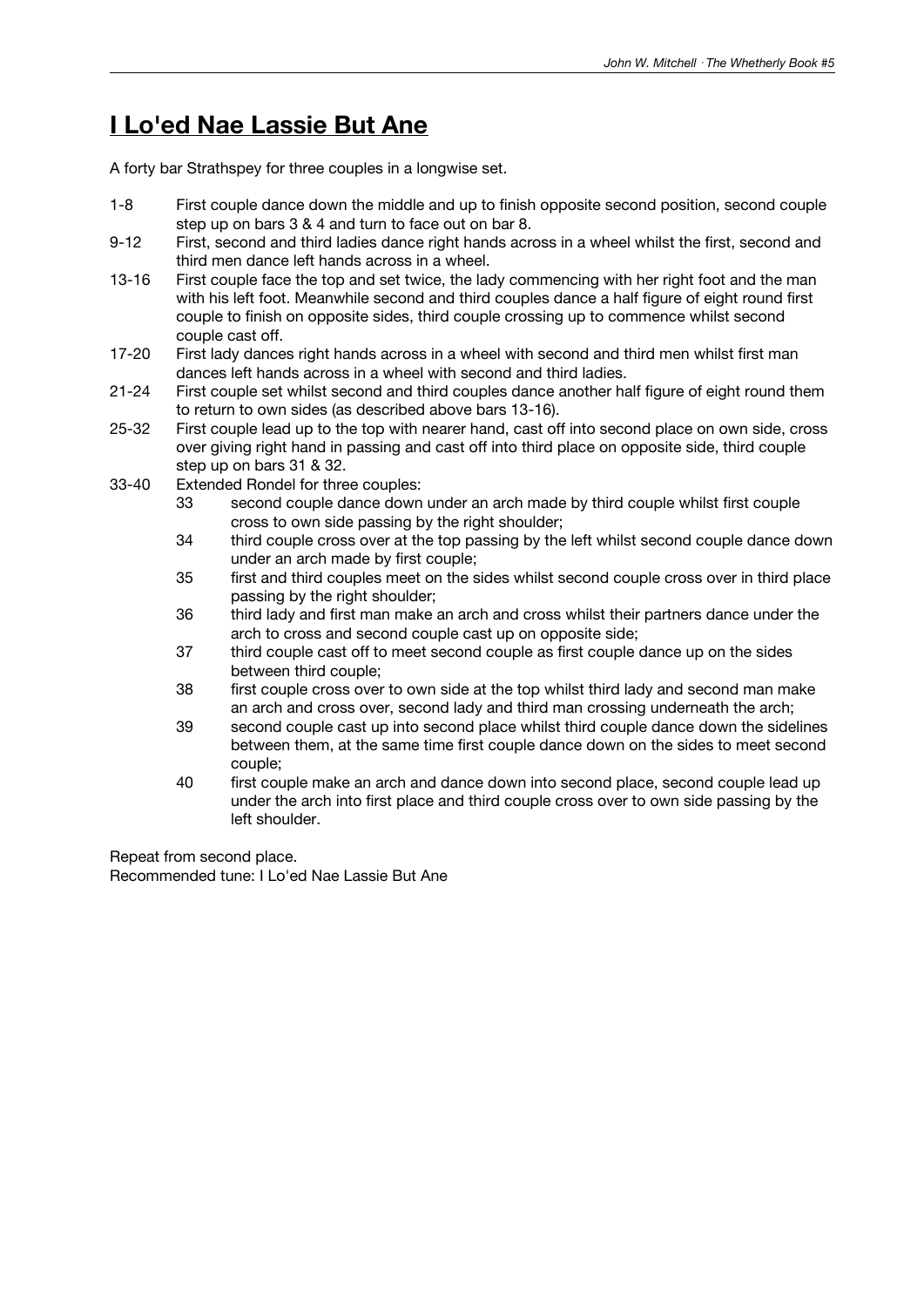# I Lo'ed Nae Lassie But Ane

A forty bar Strathspey for three couples in a longwise set.

- 1-8 First couple dance down the middle and up to finish opposite second position, second couple step up on bars 3 & 4 and turn to face out on bar 8.
- 9-12 First, second and third ladies dance right hands across in a wheel whilst the first, second and third men dance left hands across in a wheel.
- 13-16 First couple face the top and set twice, the lady commencing with her right foot and the man with his left foot. Meanwhile second and third couples dance a half figure of eight round first couple to finish on opposite sides, third couple crossing up to commence whilst second couple cast off.
- 17-20 First lady dances right hands across in a wheel with second and third men whilst first man dances left hands across in a wheel with second and third ladies.
- 21-24 First couple set whilst second and third couples dance another half figure of eight round them to return to own sides (as described above bars 13-16).
- 25-32 First couple lead up to the top with nearer hand, cast off into second place on own side, cross over giving right hand in passing and cast off into third place on opposite side, third couple step up on bars 31 & 32.
- 33-40 Extended Rondel for three couples:
  - 33 second couple dance down under an arch made by third couple whilst first couple cross to own side passing by the right shoulder;
  - 34 third couple cross over at the top passing by the left whilst second couple dance down under an arch made by first couple;
  - 35 first and third couples meet on the sides whilst second couple cross over in third place passing by the right shoulder;
  - 36 third lady and first man make an arch and cross whilst their partners dance under the arch to cross and second couple cast up on opposite side;
  - 37 third couple cast off to meet second couple as first couple dance up on the sides between third couple;
  - 38 first couple cross over to own side at the top whilst third lady and second man make an arch and cross over, second lady and third man crossing underneath the arch;
  - 39 second couple cast up into second place whilst third couple dance down the sidelines between them, at the same time first couple dance down on the sides to meet second couple;
  - 40 first couple make an arch and dance down into second place, second couple lead up under the arch into first place and third couple cross over to own side passing by the left shoulder.

Repeat from second place.
Recommended tune: I Lo'ed Nae Lassie But Ane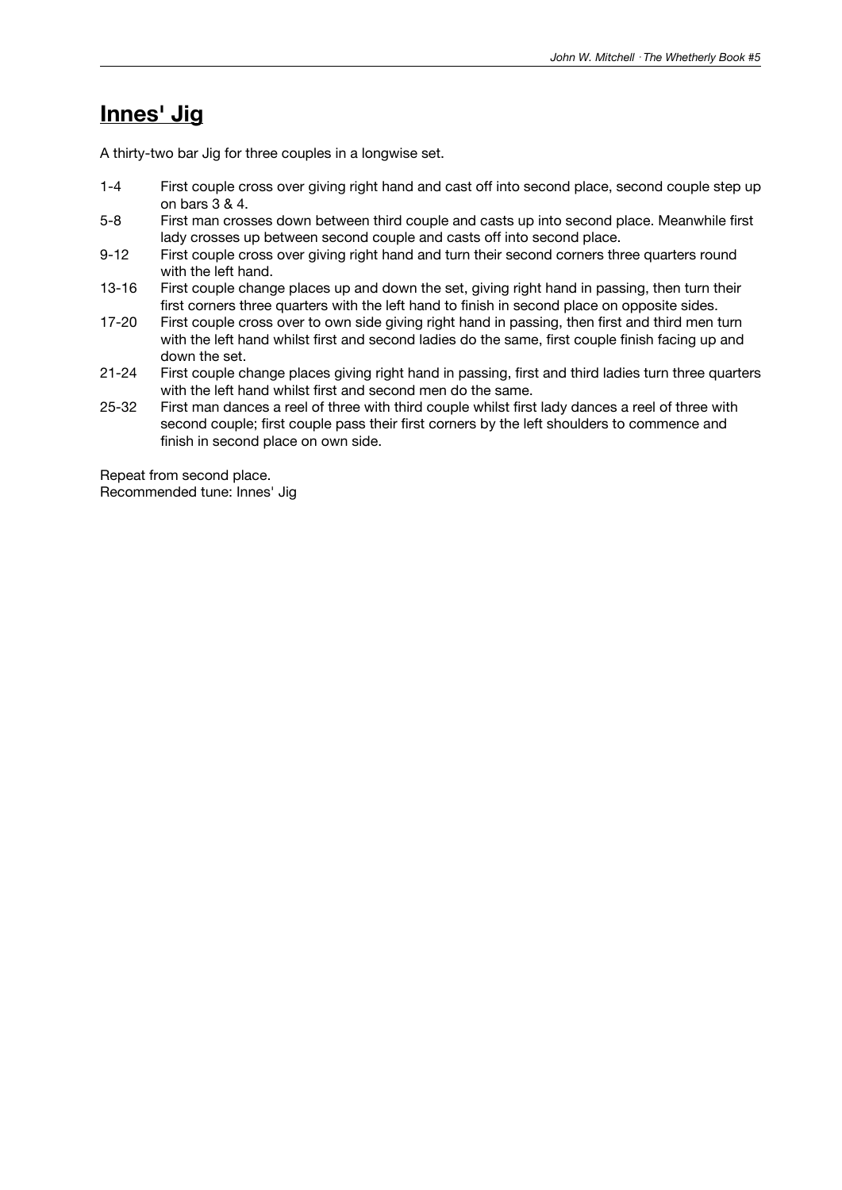## **Innes' Jig**

A thirty-two bar Jig for three couples in a longwise set.

| | |
|---|---|
| 1-4 | First couple cross over giving right hand and cast off into second place, second couple step up on bars 3 & 4. |
| 5-8 | First man crosses down between third couple and casts up into second place. Meanwhile first lady crosses up between second couple and casts off into second place. |
| 9-12 | First couple cross over giving right hand and turn their second corners three quarters round with the left hand. |
| 13-16 | First couple change places up and down the set, giving right hand in passing, then turn their first corners three quarters with the left hand to finish in second place on opposite sides. |
| 17-20 | First couple cross over to own side giving right hand in passing, then first and third men turn with the left hand whilst first and second ladies do the same, first couple finish facing up and down the set. |
| 21-24 | First couple change places giving right hand in passing, first and third ladies turn three quarters with the left hand whilst first and second men do the same. |
| 25-32 | First man dances a reel of three with third couple whilst first lady dances a reel of three with second couple; first couple pass their first corners by the left shoulders to commence and finish in second place on own side. |

Repeat from second place.
Recommended tune: Innes' Jig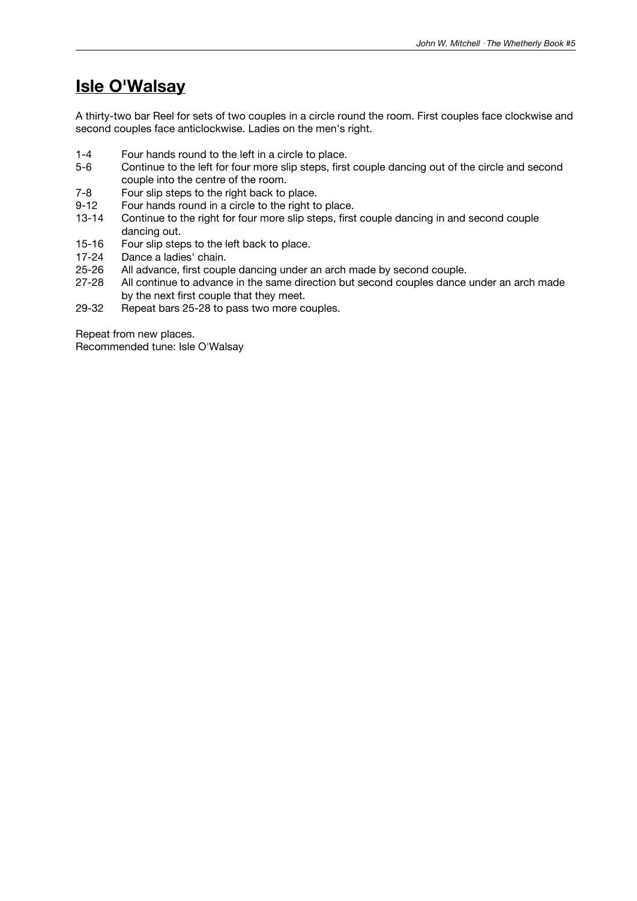# Isle O'Walsay

A thirty-two bar Reel for sets of two couples in a circle round the room. First couples face clockwise and second couples face anticlockwise. Ladies on the men's right.

| | |
|---|---|
| 1-4 | Four hands round to the left in a circle to place. |
| 5-6 | Continue to the left for four more slip steps, first couple dancing out of the circle and second couple into the centre of the room. |
| 7-8 | Four slip steps to the right back to place. |
| 9-12 | Four hands round in a circle to the right to place. |
| 13-14 | Continue to the right for four more slip steps, first couple dancing in and second couple dancing out. |
| 15-16 | Four slip steps to the left back to place. |
| 17-24 | Dance a ladies' chain. |
| 25-26 | All advance, first couple dancing under an arch made by second couple. |
| 27-28 | All continue to advance in the same direction but second couples dance under an arch made by the next first couple that they meet. |
| 29-32 | Repeat bars 25-28 to pass two more couples. |

Repeat from new places.
Recommended tune: Isle O'Walsay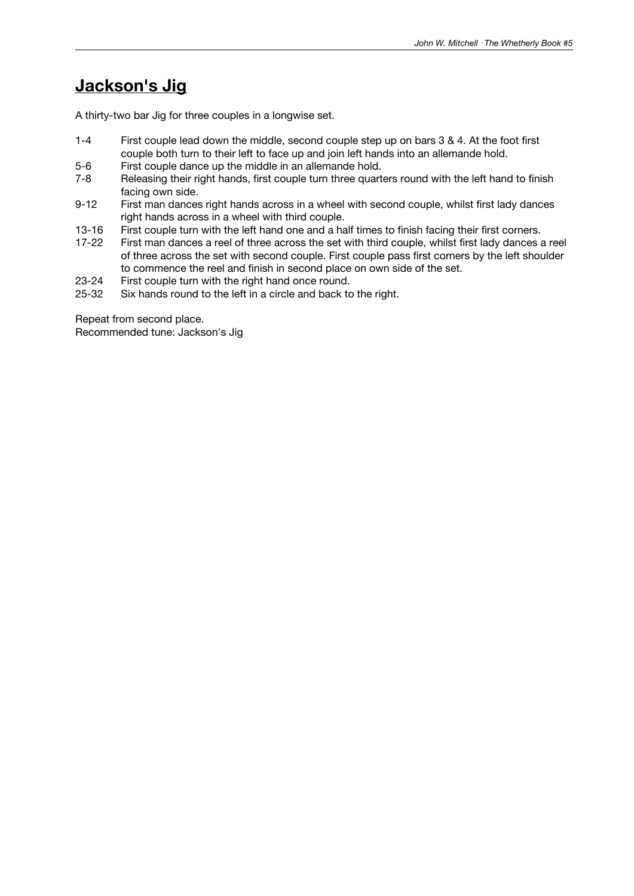## Jackson's Jig

A thirty-two bar Jig for three couples in a longwise set.

| | |
|---|---|
| 1-4 | First couple lead down the middle, second couple step up on bars 3 & 4. At the foot first couple both turn to their left to face up and join left hands into an allemande hold. |
| 5-6 | First couple dance up the middle in an allemande hold. |
| 7-8 | Releasing their right hands, first couple turn three quarters round with the left hand to finish facing own side. |
| 9-12 | First man dances right hands across in a wheel with second couple, whilst first lady dances right hands across in a wheel with third couple. |
| 13-16 | First couple turn with the left hand one and a half times to finish facing their first corners. |
| 17-22 | First man dances a reel of three across the set with third couple, whilst first lady dances a reel of three across the set with second couple. First couple pass first corners by the left shoulder to commence the reel and finish in second place on own side of the set. |
| 23-24 | First couple turn with the right hand once round. |
| 25-32 | Six hands round to the left in a circle and back to the right. |

Repeat from second place.
Recommended tune: Jackson's Jig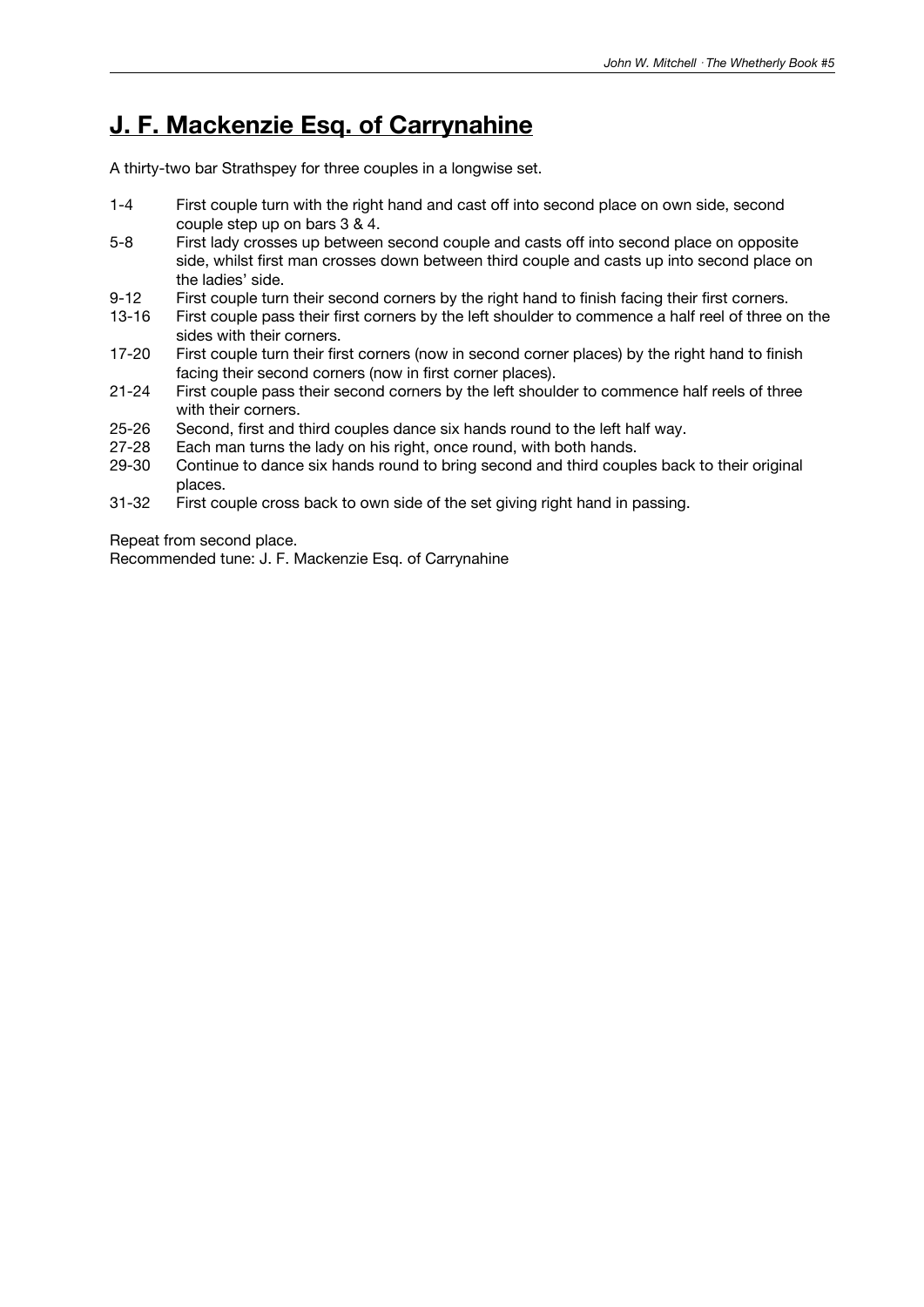# J. F. Mackenzie Esq. of Carrynahine

A thirty-two bar Strathspey for three couples in a longwise set.

| Bars | Description |
|---|---|
| 1-4 | First couple turn with the right hand and cast off into second place on own side, second couple step up on bars 3 & 4. |
| 5-8 | First lady crosses up between second couple and casts off into second place on opposite side, whilst first man crosses down between third couple and casts up into second place on the ladies' side. |
| 9-12 | First couple turn their second corners by the right hand to finish facing their first corners. |
| 13-16 | First couple pass their first corners by the left shoulder to commence a half reel of three on the sides with their corners. |
| 17-20 | First couple turn their first corners (now in second corner places) by the right hand to finish facing their second corners (now in first corner places). |
| 21-24 | First couple pass their second corners by the left shoulder to commence half reels of three with their corners. |
| 25-26 | Second, first and third couples dance six hands round to the left half way. |
| 27-28 | Each man turns the lady on his right, once round, with both hands. |
| 29-30 | Continue to dance six hands round to bring second and third couples back to their original places. |
| 31-32 | First couple cross back to own side of the set giving right hand in passing. |

Repeat from second place.
Recommended tune: J. F. Mackenzie Esq. of Carrynahine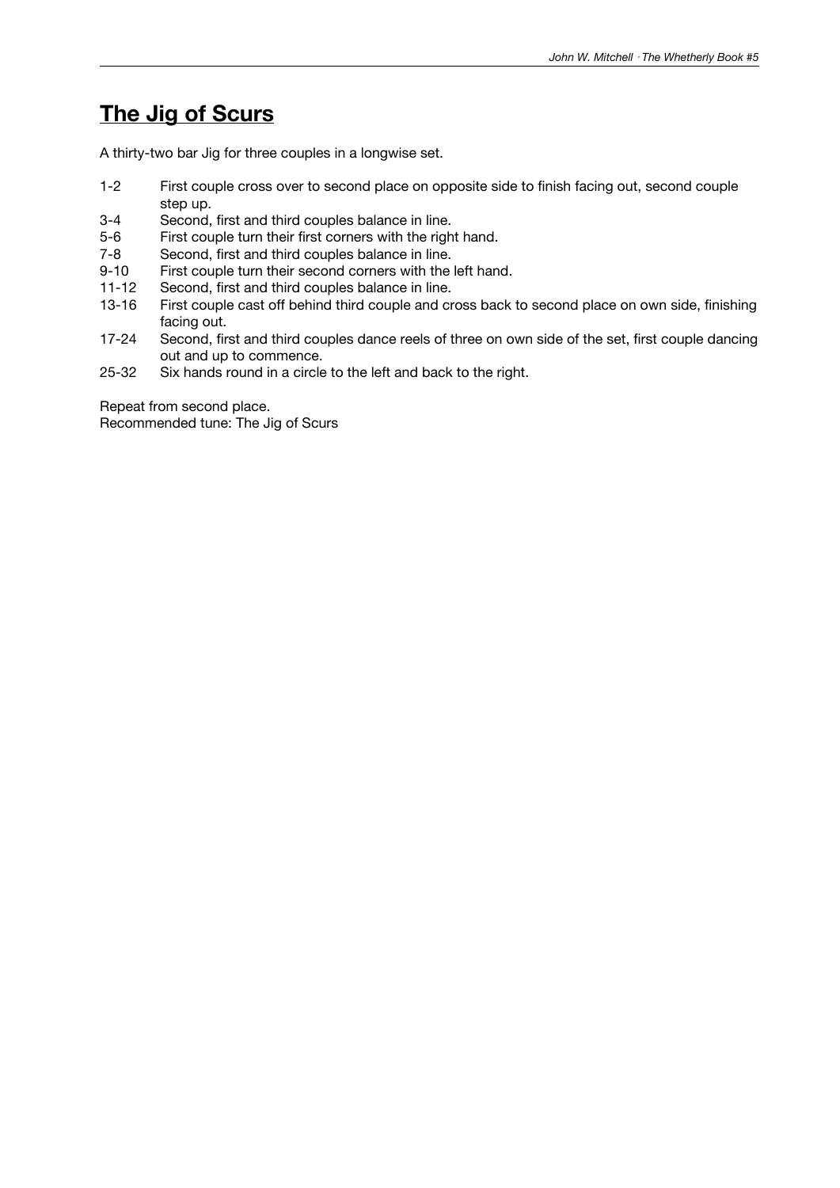## The Jig of Scurs

A thirty-two bar Jig for three couples in a longwise set.

| | |
|---|---|
| 1-2 | First couple cross over to second place on opposite side to finish facing out, second couple step up. |
| 3-4 | Second, first and third couples balance in line. |
| 5-6 | First couple turn their first corners with the right hand. |
| 7-8 | Second, first and third couples balance in line. |
| 9-10 | First couple turn their second corners with the left hand. |
| 11-12 | Second, first and third couples balance in line. |
| 13-16 | First couple cast off behind third couple and cross back to second place on own side, finishing facing out. |
| 17-24 | Second, first and third couples dance reels of three on own side of the set, first couple dancing out and up to commence. |
| 25-32 | Six hands round in a circle to the left and back to the right. |

Repeat from second place.
Recommended tune: The Jig of Scurs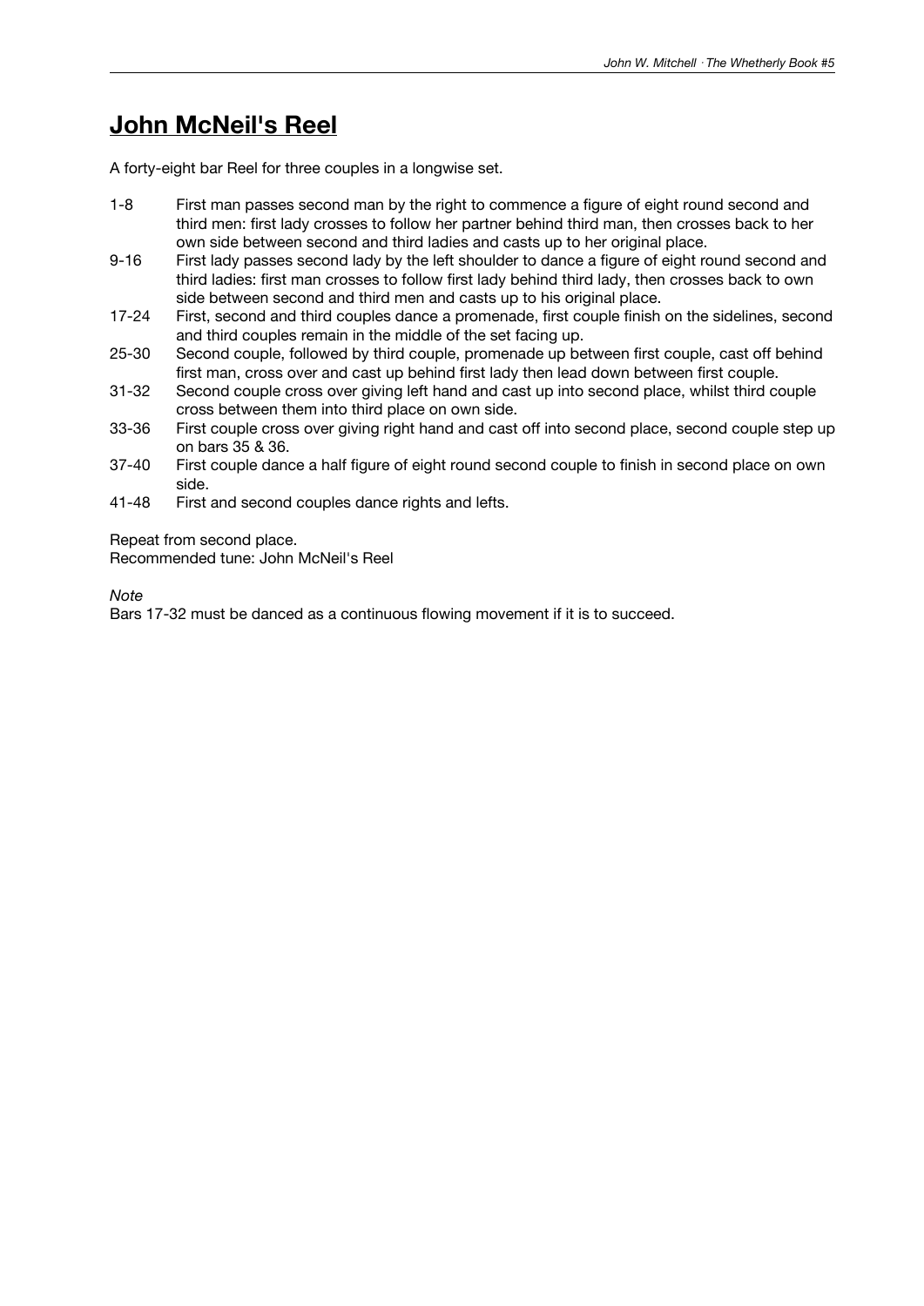# John McNeil's Reel

A forty-eight bar Reel for three couples in a longwise set.

| Bars | Description |
|---|---|
| 1-8 | First man passes second man by the right to commence a figure of eight round second and third men: first lady crosses to follow her partner behind third man, then crosses back to her own side between second and third ladies and casts up to her original place. |
| 9-16 | First lady passes second lady by the left shoulder to dance a figure of eight round second and third ladies: first man crosses to follow first lady behind third lady, then crosses back to own side between second and third men and casts up to his original place. |
| 17-24 | First, second and third couples dance a promenade, first couple finish on the sidelines, second and third couples remain in the middle of the set facing up. |
| 25-30 | Second couple, followed by third couple, promenade up between first couple, cast off behind first man, cross over and cast up behind first lady then lead down between first couple. |
| 31-32 | Second couple cross over giving left hand and cast up into second place, whilst third couple cross between them into third place on own side. |
| 33-36 | First couple cross over giving right hand and cast off into second place, second couple step up on bars 35 & 36. |
| 37-40 | First couple dance a half figure of eight round second couple to finish in second place on own side. |
| 41-48 | First and second couples dance rights and lefts. |

Repeat from second place.
Recommended tune: John McNeil's Reel

*Note*
Bars 17-32 must be danced as a continuous flowing movement if it is to succeed.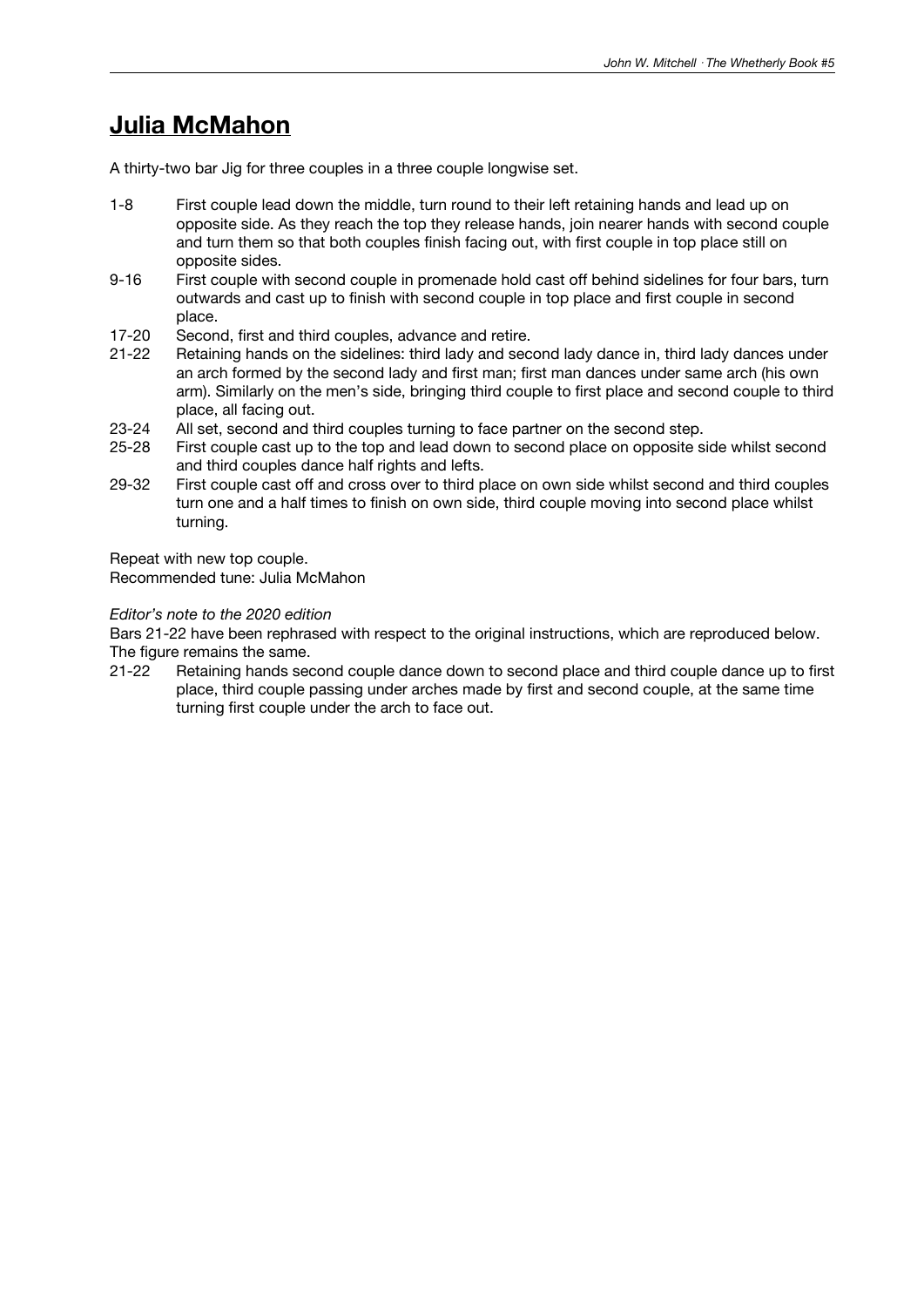# Julia McMahon

A thirty-two bar Jig for three couples in a three couple longwise set.

1-8 First couple lead down the middle, turn round to their left retaining hands and lead up on opposite side. As they reach the top they release hands, join nearer hands with second couple and turn them so that both couples finish facing out, with first couple in top place still on opposite sides.

9-16 First couple with second couple in promenade hold cast off behind sidelines for four bars, turn outwards and cast up to finish with second couple in top place and first couple in second place.

17-20 Second, first and third couples, advance and retire.

21-22 Retaining hands on the sidelines: third lady and second lady dance in, third lady dances under an arch formed by the second lady and first man; first man dances under same arch (his own arm). Similarly on the men's side, bringing third couple to first place and second couple to third place, all facing out.

23-24 All set, second and third couples turning to face partner on the second step.

25-28 First couple cast up to the top and lead down to second place on opposite side whilst second and third couples dance half rights and lefts.

29-32 First couple cast off and cross over to third place on own side whilst second and third couples turn one and a half times to finish on own side, third couple moving into second place whilst turning.

Repeat with new top couple.
Recommended tune: Julia McMahon

*Editor's note to the 2020 edition*

Bars 21-22 have been rephrased with respect to the original instructions, which are reproduced below. The figure remains the same.

21-22 Retaining hands second couple dance down to second place and third couple dance up to first place, third couple passing under arches made by first and second couple, at the same time turning first couple under the arch to face out.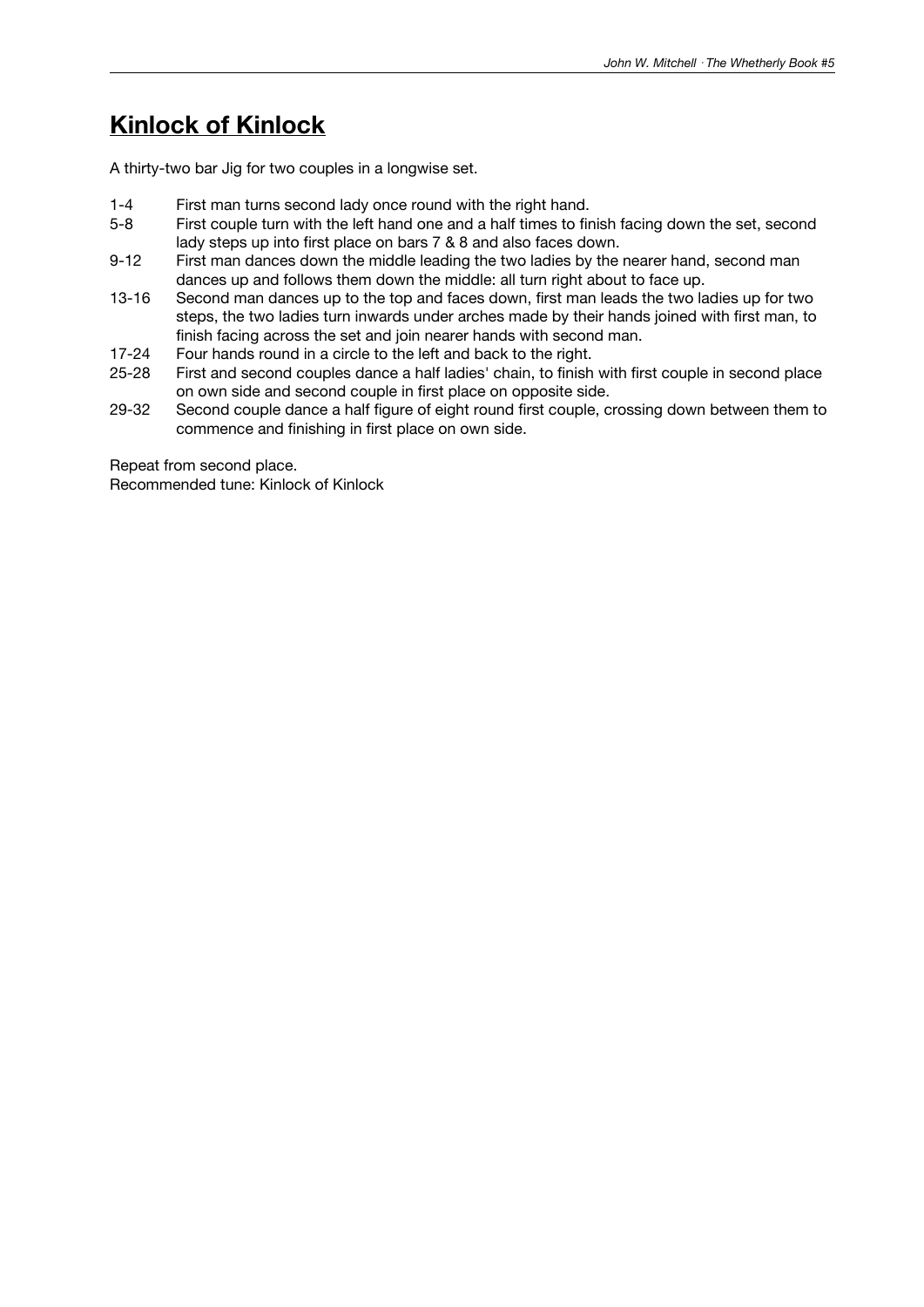## Kinlock of Kinlock

A thirty-two bar Jig for two couples in a longwise set.

| | |
|---|---|
| 1-4 | First man turns second lady once round with the right hand. |
| 5-8 | First couple turn with the left hand one and a half times to finish facing down the set, second lady steps up into first place on bars 7 & 8 and also faces down. |
| 9-12 | First man dances down the middle leading the two ladies by the nearer hand, second man dances up and follows them down the middle: all turn right about to face up. |
| 13-16 | Second man dances up to the top and faces down, first man leads the two ladies up for two steps, the two ladies turn inwards under arches made by their hands joined with first man, to finish facing across the set and join nearer hands with second man. |
| 17-24 | Four hands round in a circle to the left and back to the right. |
| 25-28 | First and second couples dance a half ladies' chain, to finish with first couple in second place on own side and second couple in first place on opposite side. |
| 29-32 | Second couple dance a half figure of eight round first couple, crossing down between them to commence and finishing in first place on own side. |

Repeat from second place.
Recommended tune: Kinlock of Kinlock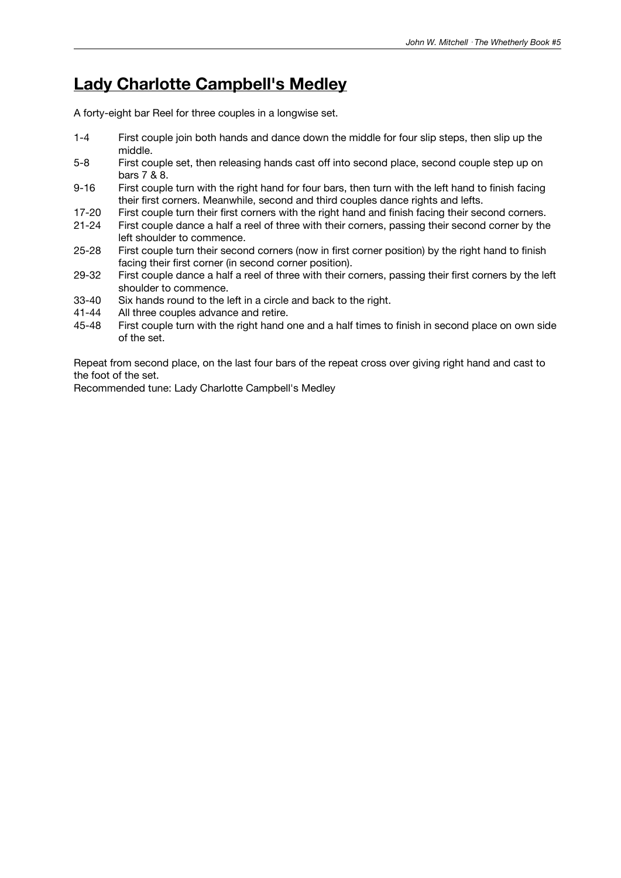# Lady Charlotte Campbell's Medley

A forty-eight bar Reel for three couples in a longwise set.

| | |
|---|---|
| 1-4 | First couple join both hands and dance down the middle for four slip steps, then slip up the middle. |
| 5-8 | First couple set, then releasing hands cast off into second place, second couple step up on bars 7 & 8. |
| 9-16 | First couple turn with the right hand for four bars, then turn with the left hand to finish facing their first corners. Meanwhile, second and third couples dance rights and lefts. |
| 17-20 | First couple turn their first corners with the right hand and finish facing their second corners. |
| 21-24 | First couple dance a half a reel of three with their corners, passing their second corner by the left shoulder to commence. |
| 25-28 | First couple turn their second corners (now in first corner position) by the right hand to finish facing their first corner (in second corner position). |
| 29-32 | First couple dance a half a reel of three with their corners, passing their first corners by the left shoulder to commence. |
| 33-40 | Six hands round to the left in a circle and back to the right. |
| 41-44 | All three couples advance and retire. |
| 45-48 | First couple turn with the right hand one and a half times to finish in second place on own side of the set. |

Repeat from second place, on the last four bars of the repeat cross over giving right hand and cast to the foot of the set.

Recommended tune: Lady Charlotte Campbell's Medley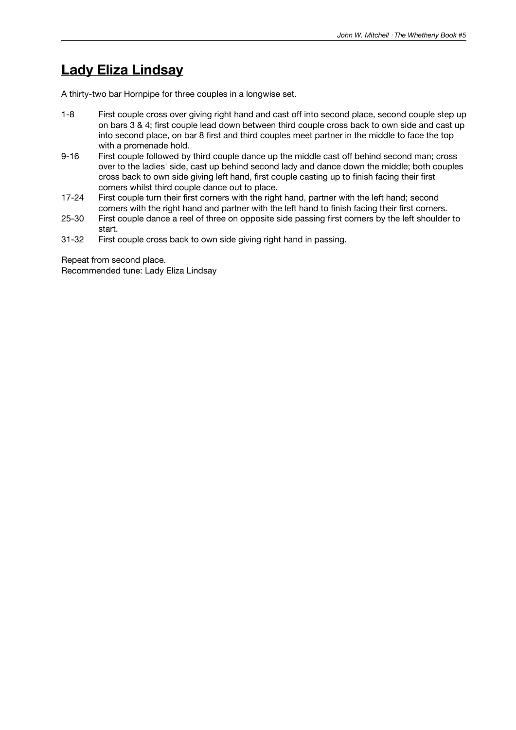# Lady Eliza Lindsay

A thirty-two bar Hornpipe for three couples in a longwise set.

| | |
|---|---|
| 1-8 | First couple cross over giving right hand and cast off into second place, second couple step up on bars 3 & 4; first couple lead down between third couple cross back to own side and cast up into second place, on bar 8 first and third couples meet partner in the middle to face the top with a promenade hold. |
| 9-16 | First couple followed by third couple dance up the middle cast off behind second man; cross over to the ladies' side, cast up behind second lady and dance down the middle; both couples cross back to own side giving left hand, first couple casting up to finish facing their first corners whilst third couple dance out to place. |
| 17-24 | First couple turn their first corners with the right hand, partner with the left hand; second corners with the right hand and partner with the left hand to finish facing their first corners. |
| 25-30 | First couple dance a reel of three on opposite side passing first corners by the left shoulder to start. |
| 31-32 | First couple cross back to own side giving right hand in passing. |

Repeat from second place.
Recommended tune: Lady Eliza Lindsay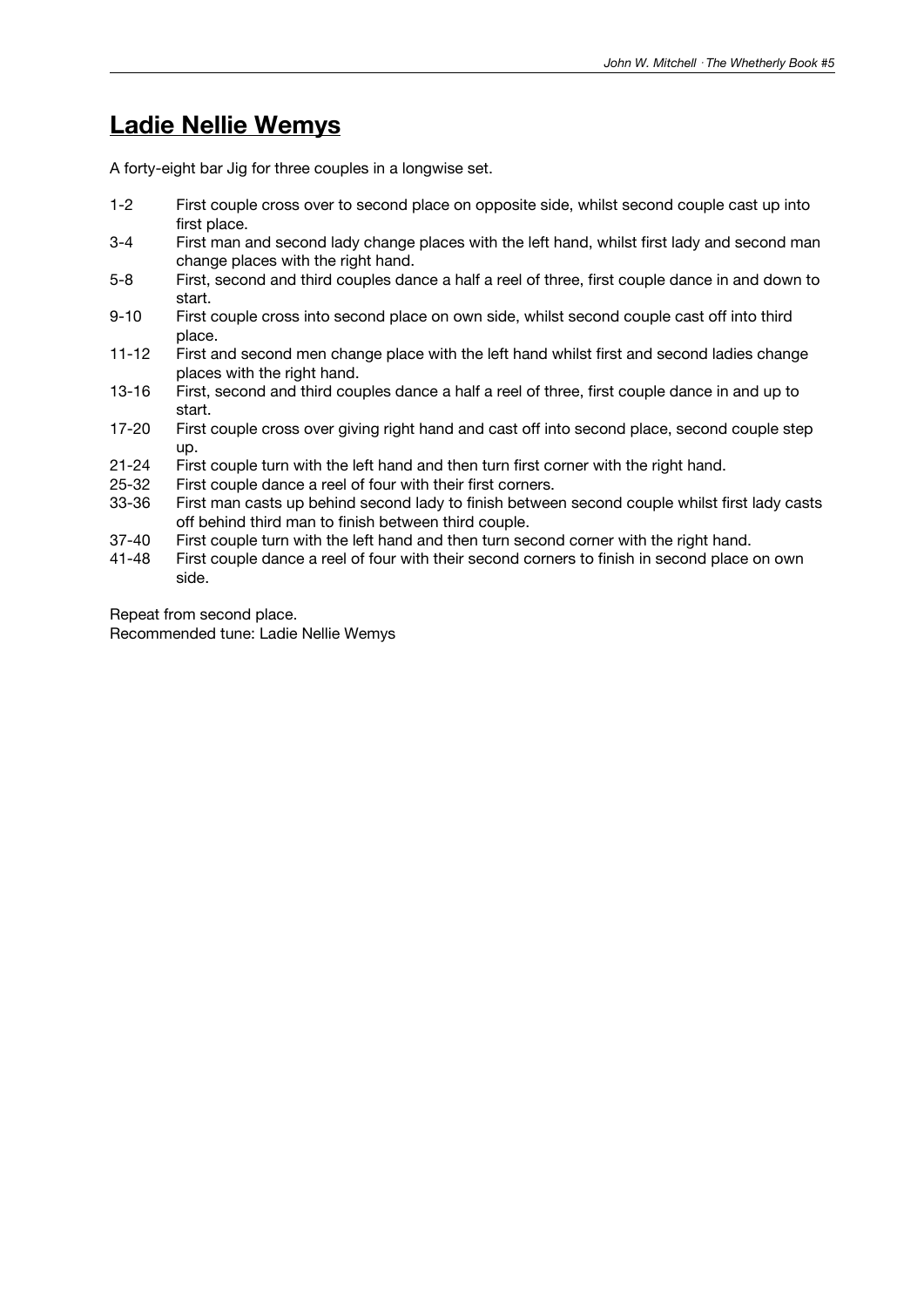# Ladie Nellie Wemys

A forty-eight bar Jig for three couples in a longwise set.

| | |
|---|---|
| 1-2 | First couple cross over to second place on opposite side, whilst second couple cast up into first place. |
| 3-4 | First man and second lady change places with the left hand, whilst first lady and second man change places with the right hand. |
| 5-8 | First, second and third couples dance a half a reel of three, first couple dance in and down to start. |
| 9-10 | First couple cross into second place on own side, whilst second couple cast off into third place. |
| 11-12 | First and second men change place with the left hand whilst first and second ladies change places with the right hand. |
| 13-16 | First, second and third couples dance a half a reel of three, first couple dance in and up to start. |
| 17-20 | First couple cross over giving right hand and cast off into second place, second couple step up. |
| 21-24 | First couple turn with the left hand and then turn first corner with the right hand. |
| 25-32 | First couple dance a reel of four with their first corners. |
| 33-36 | First man casts up behind second lady to finish between second couple whilst first lady casts off behind third man to finish between third couple. |
| 37-40 | First couple turn with the left hand and then turn second corner with the right hand. |
| 41-48 | First couple dance a reel of four with their second corners to finish in second place on own side. |

Repeat from second place.
Recommended tune: Ladie Nellie Wemys